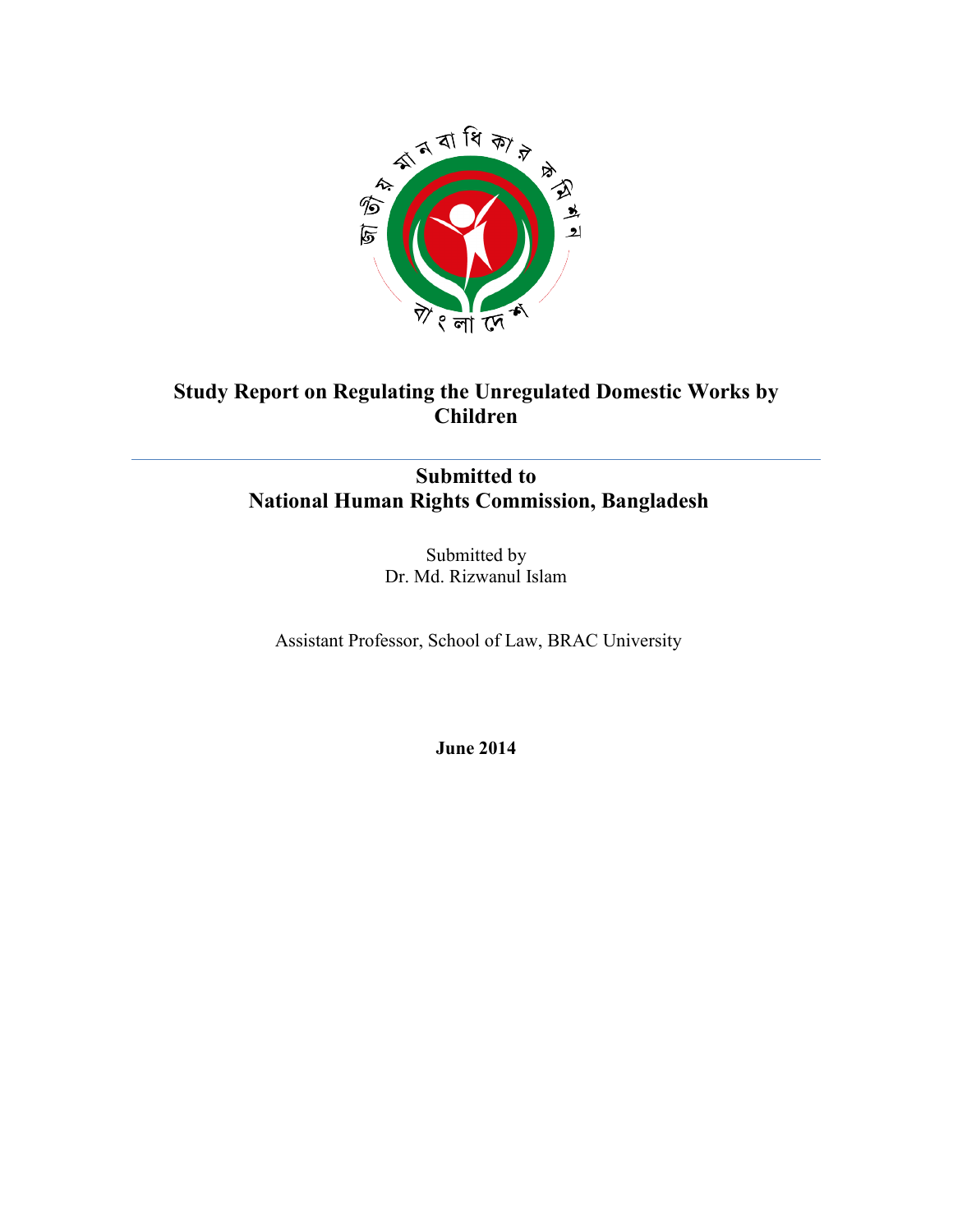# Study Report on Regulating the Unregulated Domestic Works by Children

---

## Submitted to
## National Human Rights Commission, Bangladesh

Submitted by
Dr. Md. Rizwanul Islam

Assistant Professor, School of Law, BRAC University

**June 2014**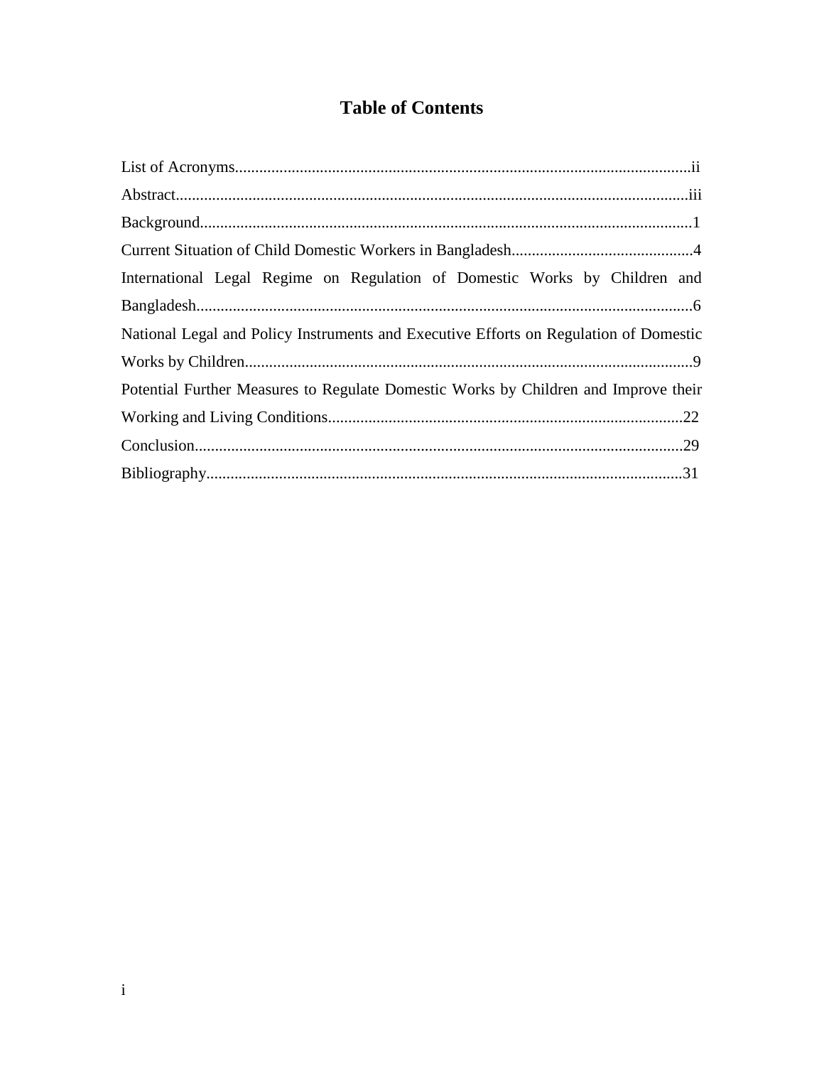# Table of Contents

List of Acronyms................................................................................................................ii

Abstract...............................................................................................................................iii

Background.........................................................................................................................1

Current Situation of Child Domestic Workers in Bangladesh.............................................4

International Legal Regime on Regulation of Domestic Works by Children and Bangladesh..........................................................................................................................6

National Legal and Policy Instruments and Executive Efforts on Regulation of Domestic Works by Children..............................................................................................................9

Potential Further Measures to Regulate Domestic Works by Children and Improve their Working and Living Conditions........................................................................................22

Conclusion.........................................................................................................................29

Bibliography......................................................................................................................31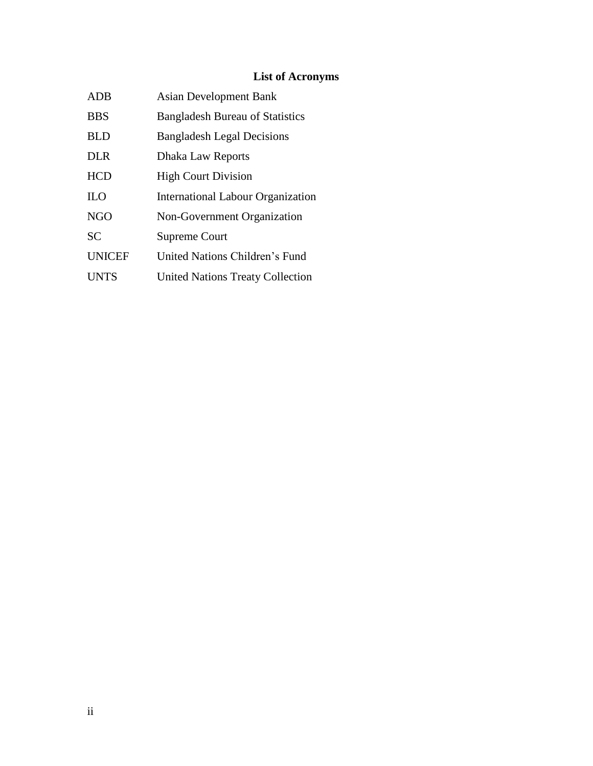## List of Acronyms

| | |
|---|---|
| ADB | Asian Development Bank |
| BBS | Bangladesh Bureau of Statistics |
| BLD | Bangladesh Legal Decisions |
| DLR | Dhaka Law Reports |
| HCD | High Court Division |
| ILO | International Labour Organization |
| NGO | Non-Government Organization |
| SC | Supreme Court |
| UNICEF | United Nations Children's Fund |
| UNTS | United Nations Treaty Collection |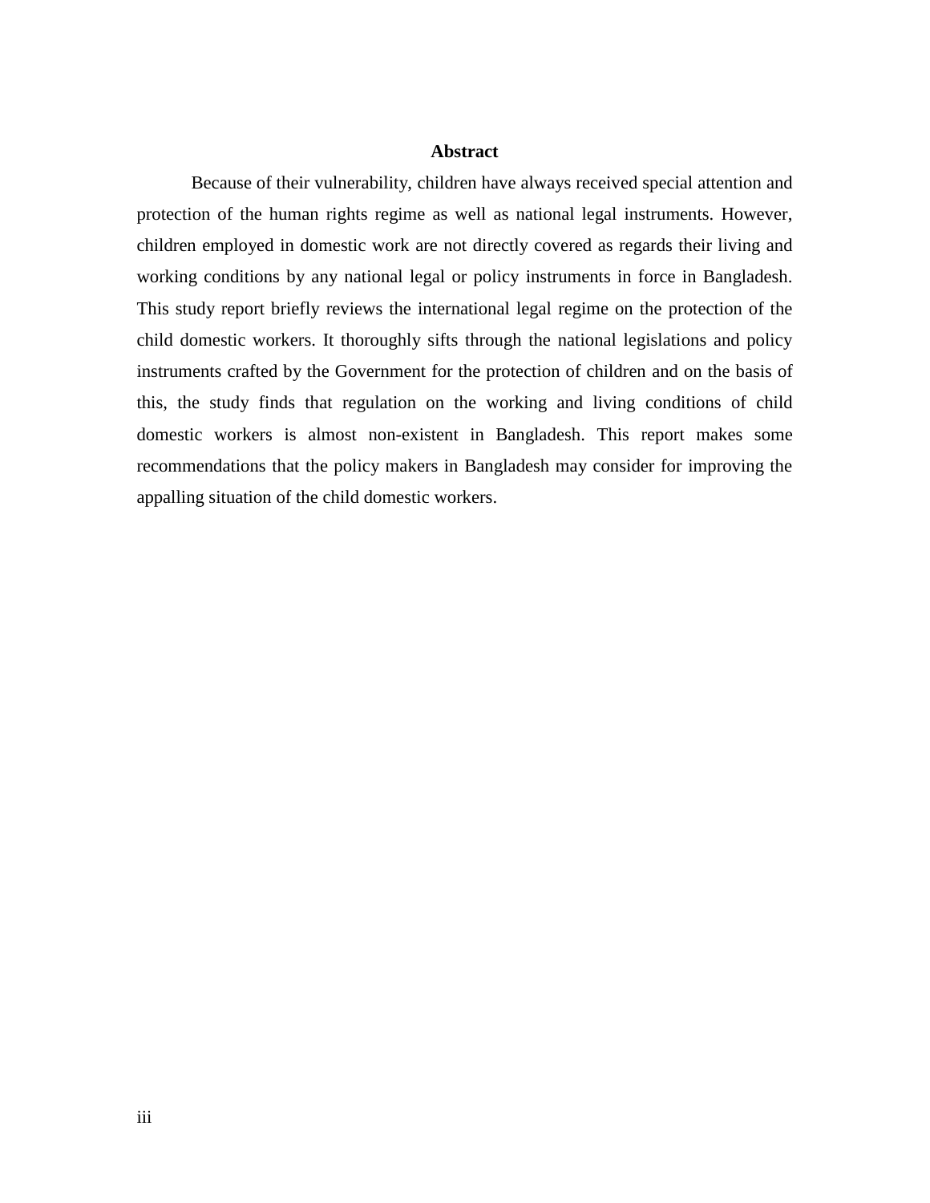## Abstract

Because of their vulnerability, children have always received special attention and protection of the human rights regime as well as national legal instruments. However, children employed in domestic work are not directly covered as regards their living and working conditions by any national legal or policy instruments in force in Bangladesh. This study report briefly reviews the international legal regime on the protection of the child domestic workers. It thoroughly sifts through the national legislations and policy instruments crafted by the Government for the protection of children and on the basis of this, the study finds that regulation on the working and living conditions of child domestic workers is almost non-existent in Bangladesh. This report makes some recommendations that the policy makers in Bangladesh may consider for improving the appalling situation of the child domestic workers.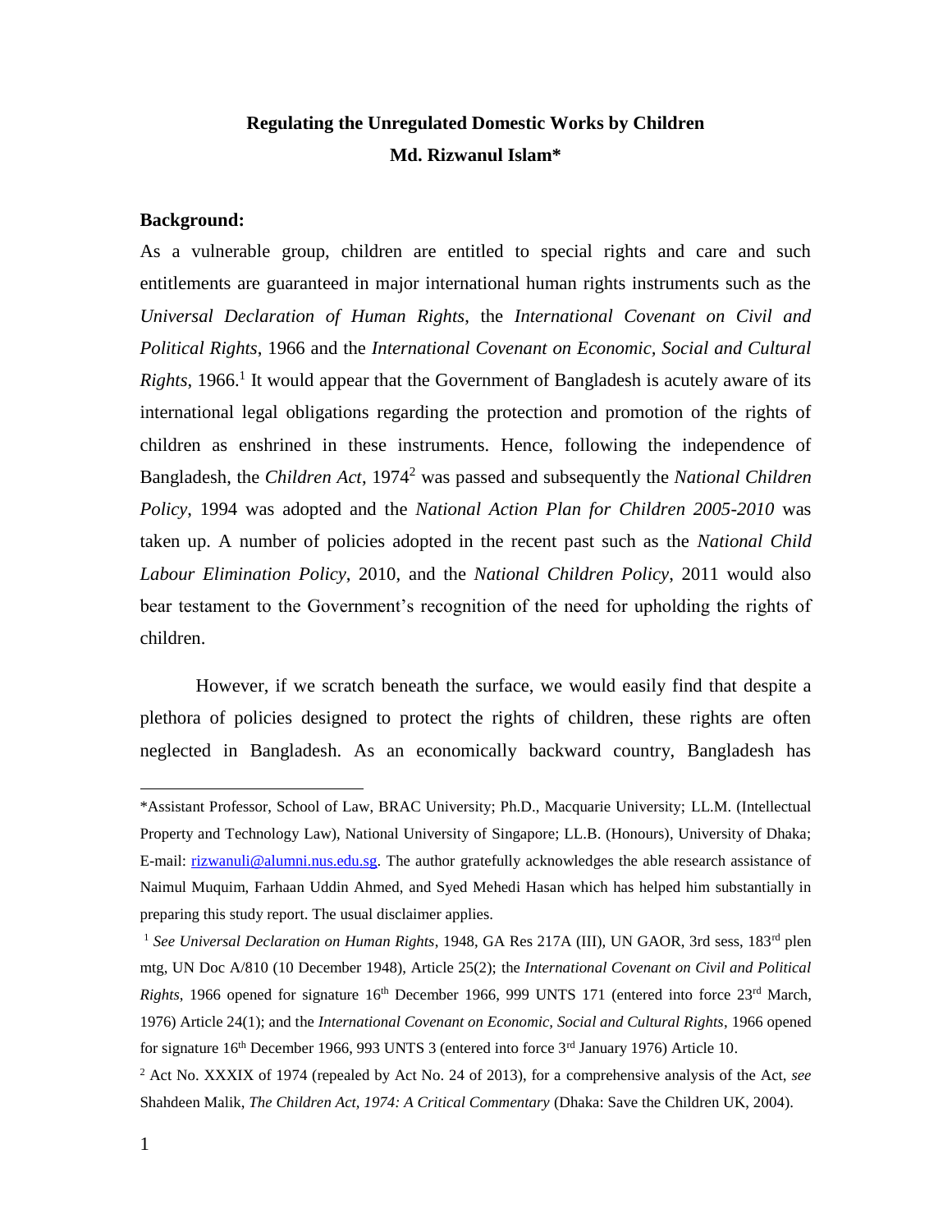# Regulating the Unregulated Domestic Works by Children

**Md. Rizwanul Islam***

**Background:**

As a vulnerable group, children are entitled to special rights and care and such entitlements are guaranteed in major international human rights instruments such as the *Universal Declaration of Human Rights*, the *International Covenant on Civil and Political Rights*, 1966 and the *International Covenant on Economic, Social and Cultural Rights*, 1966.[1] It would appear that the Government of Bangladesh is acutely aware of its international legal obligations regarding the protection and promotion of the rights of children as enshrined in these instruments. Hence, following the independence of Bangladesh, the *Children Act*, 1974[2] was passed and subsequently the *National Children Policy*, 1994 was adopted and the *National Action Plan for Children 2005-2010* was taken up. A number of policies adopted in the recent past such as the *National Child Labour Elimination Policy*, 2010, and the *National Children Policy*, 2011 would also bear testament to the Government's recognition of the need for upholding the rights of children.

However, if we scratch beneath the surface, we would easily find that despite a plethora of policies designed to protect the rights of children, these rights are often neglected in Bangladesh. As an economically backward country, Bangladesh has

---

*Assistant Professor, School of Law, BRAC University; Ph.D., Macquarie University; LL.M. (Intellectual Property and Technology Law), National University of Singapore; LL.B. (Honours), University of Dhaka; E-mail: rizwanuli@alumni.nus.edu.sg. The author gratefully acknowledges the able research assistance of Naimul Muquim, Farhaan Uddin Ahmed, and Syed Mehedi Hasan which has helped him substantially in preparing this study report. The usual disclaimer applies.

[1] *See Universal Declaration on Human Rights*, 1948, GA Res 217A (III), UN GAOR, 3rd sess, 183rd plen mtg, UN Doc A/810 (10 December 1948), Article 25(2); the *International Covenant on Civil and Political Rights*, 1966 opened for signature 16th December 1966, 999 UNTS 171 (entered into force 23rd March, 1976) Article 24(1); and the *International Covenant on Economic, Social and Cultural Rights*, 1966 opened for signature 16th December 1966, 993 UNTS 3 (entered into force 3rd January 1976) Article 10.

[2] Act No. XXXIX of 1974 (repealed by Act No. 24 of 2013), for a comprehensive analysis of the Act, *see* Shahdeen Malik, *The Children Act, 1974: A Critical Commentary* (Dhaka: Save the Children UK, 2004).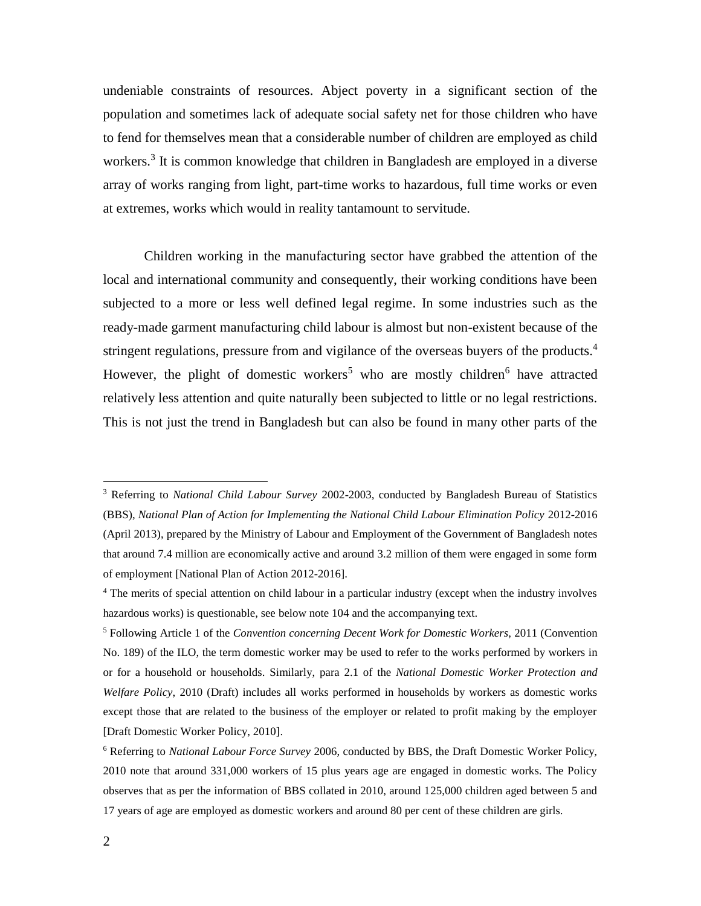undeniable constraints of resources. Abject poverty in a significant section of the population and sometimes lack of adequate social safety net for those children who have to fend for themselves mean that a considerable number of children are employed as child workers.[3] It is common knowledge that children in Bangladesh are employed in a diverse array of works ranging from light, part-time works to hazardous, full time works or even at extremes, works which would in reality tantamount to servitude.

Children working in the manufacturing sector have grabbed the attention of the local and international community and consequently, their working conditions have been subjected to a more or less well defined legal regime. In some industries such as the ready-made garment manufacturing child labour is almost but non-existent because of the stringent regulations, pressure from and vigilance of the overseas buyers of the products.[4] However, the plight of domestic workers[5] who are mostly children[6] have attracted relatively less attention and quite naturally been subjected to little or no legal restrictions. This is not just the trend in Bangladesh but can also be found in many other parts of the

---

[3] Referring to *National Child Labour Survey* 2002-2003, conducted by Bangladesh Bureau of Statistics (BBS), *National Plan of Action for Implementing the National Child Labour Elimination Policy* 2012-2016 (April 2013), prepared by the Ministry of Labour and Employment of the Government of Bangladesh notes that around 7.4 million are economically active and around 3.2 million of them were engaged in some form of employment [National Plan of Action 2012-2016].

[4] The merits of special attention on child labour in a particular industry (except when the industry involves hazardous works) is questionable, see below note 104 and the accompanying text.

[5] Following Article 1 of the *Convention concerning Decent Work for Domestic Workers*, 2011 (Convention No. 189) of the ILO, the term domestic worker may be used to refer to the works performed by workers in or for a household or households. Similarly, para 2.1 of the *National Domestic Worker Protection and Welfare Policy*, 2010 (Draft) includes all works performed in households by workers as domestic works except those that are related to the business of the employer or related to profit making by the employer [Draft Domestic Worker Policy, 2010].

[6] Referring to *National Labour Force Survey* 2006, conducted by BBS, the Draft Domestic Worker Policy, 2010 note that around 331,000 workers of 15 plus years age are engaged in domestic works. The Policy observes that as per the information of BBS collated in 2010, around 125,000 children aged between 5 and 17 years of age are employed as domestic workers and around 80 per cent of these children are girls.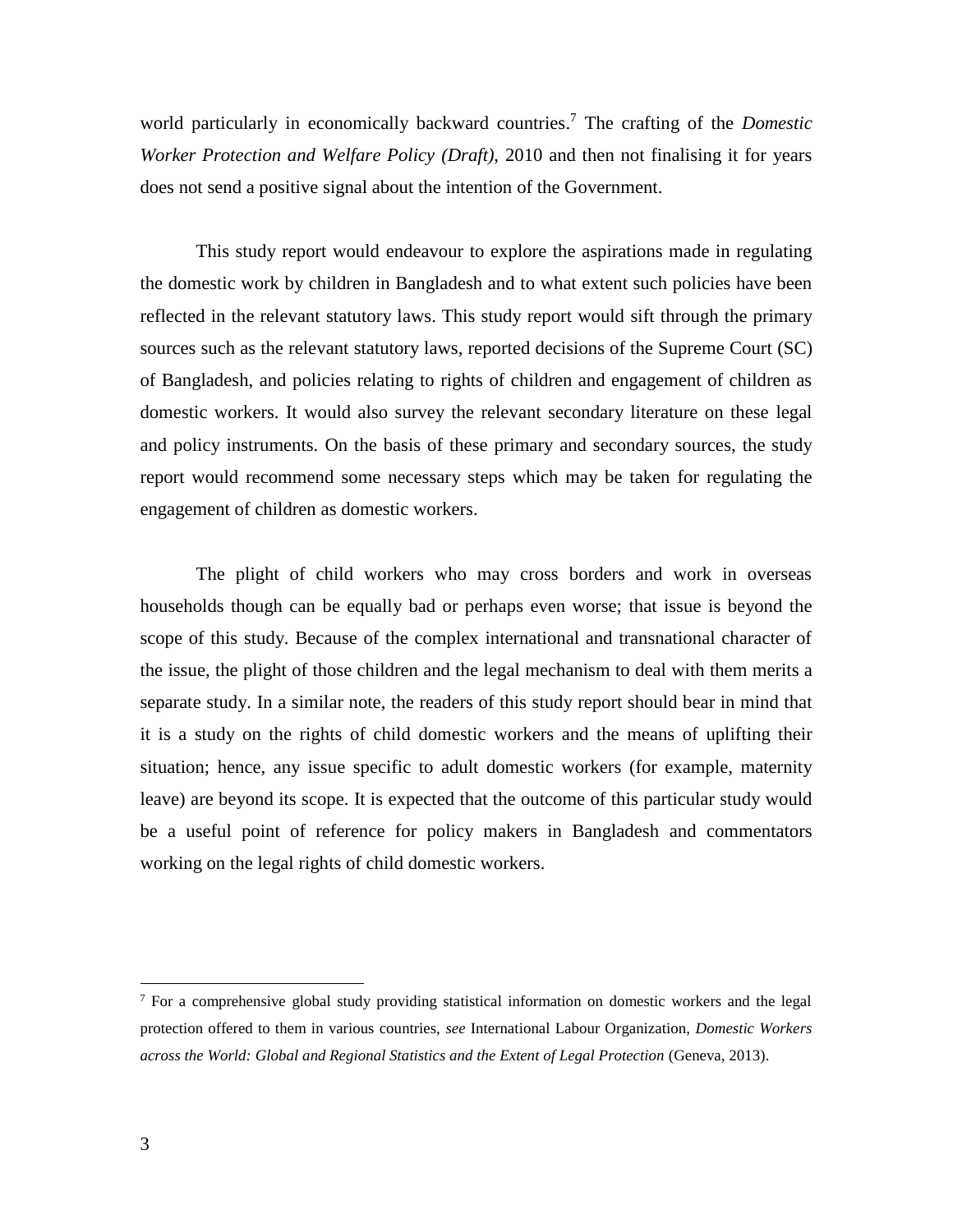world particularly in economically backward countries.[7] The crafting of the *Domestic Worker Protection and Welfare Policy (Draft)*, 2010 and then not finalising it for years does not send a positive signal about the intention of the Government.

This study report would endeavour to explore the aspirations made in regulating the domestic work by children in Bangladesh and to what extent such policies have been reflected in the relevant statutory laws. This study report would sift through the primary sources such as the relevant statutory laws, reported decisions of the Supreme Court (SC) of Bangladesh, and policies relating to rights of children and engagement of children as domestic workers. It would also survey the relevant secondary literature on these legal and policy instruments. On the basis of these primary and secondary sources, the study report would recommend some necessary steps which may be taken for regulating the engagement of children as domestic workers.

The plight of child workers who may cross borders and work in overseas households though can be equally bad or perhaps even worse; that issue is beyond the scope of this study. Because of the complex international and transnational character of the issue, the plight of those children and the legal mechanism to deal with them merits a separate study. In a similar note, the readers of this study report should bear in mind that it is a study on the rights of child domestic workers and the means of uplifting their situation; hence, any issue specific to adult domestic workers (for example, maternity leave) are beyond its scope. It is expected that the outcome of this particular study would be a useful point of reference for policy makers in Bangladesh and commentators working on the legal rights of child domestic workers.

---

[7] For a comprehensive global study providing statistical information on domestic workers and the legal protection offered to them in various countries, *see* International Labour Organization, *Domestic Workers across the World: Global and Regional Statistics and the Extent of Legal Protection* (Geneva, 2013).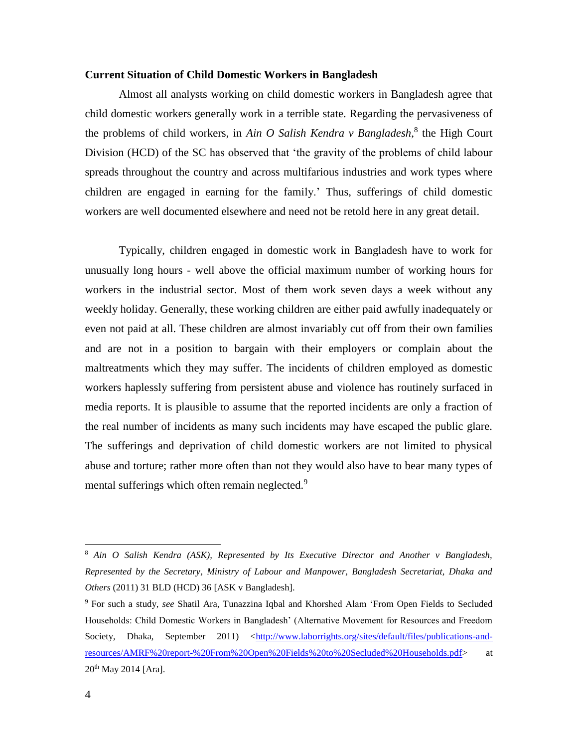**Current Situation of Child Domestic Workers in Bangladesh**

Almost all analysts working on child domestic workers in Bangladesh agree that child domestic workers generally work in a terrible state. Regarding the pervasiveness of the problems of child workers, in *Ain O Salish Kendra v Bangladesh*,[8] the High Court Division (HCD) of the SC has observed that 'the gravity of the problems of child labour spreads throughout the country and across multifarious industries and work types where children are engaged in earning for the family.' Thus, sufferings of child domestic workers are well documented elsewhere and need not be retold here in any great detail.

Typically, children engaged in domestic work in Bangladesh have to work for unusually long hours - well above the official maximum number of working hours for workers in the industrial sector. Most of them work seven days a week without any weekly holiday. Generally, these working children are either paid awfully inadequately or even not paid at all. These children are almost invariably cut off from their own families and are not in a position to bargain with their employers or complain about the maltreatments which they may suffer. The incidents of children employed as domestic workers haplessly suffering from persistent abuse and violence has routinely surfaced in media reports. It is plausible to assume that the reported incidents are only a fraction of the real number of incidents as many such incidents may have escaped the public glare. The sufferings and deprivation of child domestic workers are not limited to physical abuse and torture; rather more often than not they would also have to bear many types of mental sufferings which often remain neglected.[9]

---

[8] *Ain O Salish Kendra (ASK), Represented by Its Executive Director and Another v Bangladesh, Represented by the Secretary, Ministry of Labour and Manpower, Bangladesh Secretariat, Dhaka and Others* (2011) 31 BLD (HCD) 36 [ASK v Bangladesh].

[9] For such a study, *see* Shatil Ara, Tunazzina Iqbal and Khorshed Alam 'From Open Fields to Secluded Households: Child Domestic Workers in Bangladesh' (Alternative Movement for Resources and Freedom Society, Dhaka, September 2011) <http://www.laborrights.org/sites/default/files/publications-and-resources/AMRF%20report-%20From%20Open%20Fields%20to%20Secluded%20Households.pdf> at 20th May 2014 [Ara].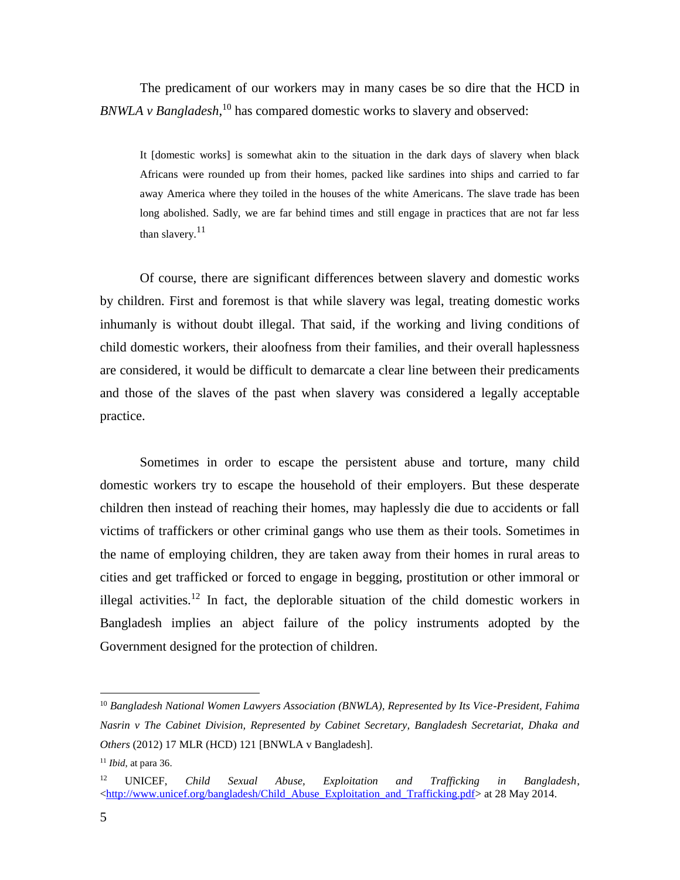The predicament of our workers may in many cases be so dire that the HCD in *BNWLA v Bangladesh*,[10] has compared domestic works to slavery and observed:

> It [domestic works] is somewhat akin to the situation in the dark days of slavery when black Africans were rounded up from their homes, packed like sardines into ships and carried to far away America where they toiled in the houses of the white Americans. The slave trade has been long abolished. Sadly, we are far behind times and still engage in practices that are not far less than slavery.[11]

Of course, there are significant differences between slavery and domestic works by children. First and foremost is that while slavery was legal, treating domestic works inhumanly is without doubt illegal. That said, if the working and living conditions of child domestic workers, their aloofness from their families, and their overall haplessness are considered, it would be difficult to demarcate a clear line between their predicaments and those of the slaves of the past when slavery was considered a legally acceptable practice.

Sometimes in order to escape the persistent abuse and torture, many child domestic workers try to escape the household of their employers. But these desperate children then instead of reaching their homes, may haplessly die due to accidents or fall victims of traffickers or other criminal gangs who use them as their tools. Sometimes in the name of employing children, they are taken away from their homes in rural areas to cities and get trafficked or forced to engage in begging, prostitution or other immoral or illegal activities.[12] In fact, the deplorable situation of the child domestic workers in Bangladesh implies an abject failure of the policy instruments adopted by the Government designed for the protection of children.

---

[10] *Bangladesh National Women Lawyers Association (BNWLA), Represented by Its Vice-President, Fahima Nasrin v The Cabinet Division, Represented by Cabinet Secretary, Bangladesh Secretariat, Dhaka and Others* (2012) 17 MLR (HCD) 121 [BNWLA v Bangladesh].

[11] *Ibid,* at para 36.

[12] UNICEF, *Child Sexual Abuse, Exploitation and Trafficking in Bangladesh*, <http://www.unicef.org/bangladesh/Child_Abuse_Exploitation_and_Trafficking.pdf> at 28 May 2014.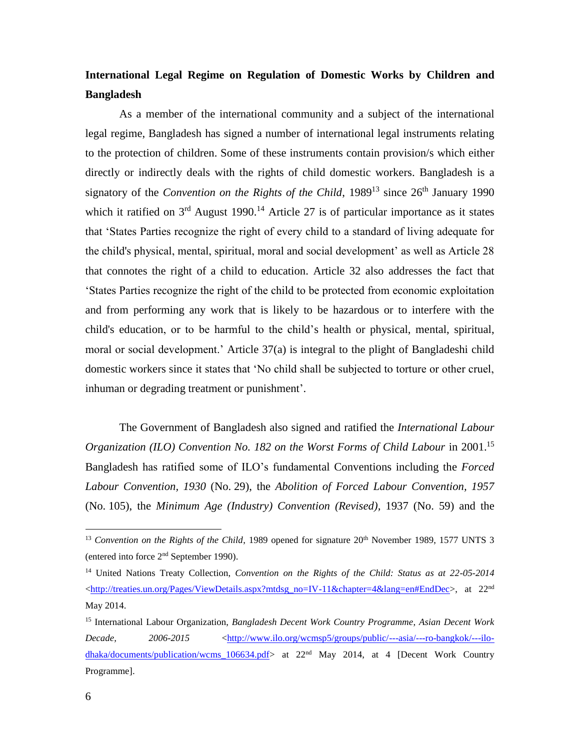**International Legal Regime on Regulation of Domestic Works by Children and Bangladesh**

As a member of the international community and a subject of the international legal regime, Bangladesh has signed a number of international legal instruments relating to the protection of children. Some of these instruments contain provision/s which either directly or indirectly deals with the rights of child domestic workers. Bangladesh is a signatory of the *Convention on the Rights of the Child*, 1989[13] since 26th January 1990 which it ratified on 3rd August 1990.[14] Article 27 is of particular importance as it states that 'States Parties recognize the right of every child to a standard of living adequate for the child's physical, mental, spiritual, moral and social development' as well as Article 28 that connotes the right of a child to education. Article 32 also addresses the fact that 'States Parties recognize the right of the child to be protected from economic exploitation and from performing any work that is likely to be hazardous or to interfere with the child's education, or to be harmful to the child's health or physical, mental, spiritual, moral or social development.' Article 37(a) is integral to the plight of Bangladeshi child domestic workers since it states that 'No child shall be subjected to torture or other cruel, inhuman or degrading treatment or punishment'.

The Government of Bangladesh also signed and ratified the *International Labour Organization (ILO) Convention No. 182 on the Worst Forms of Child Labour* in 2001.[15] Bangladesh has ratified some of ILO's fundamental Conventions including the *Forced Labour Convention, 1930* (No. 29), the *Abolition of Forced Labour Convention, 1957* (No. 105), the *Minimum Age (Industry) Convention (Revised)*, 1937 (No. 59) and the

---

[13] *Convention on the Rights of the Child*, 1989 opened for signature 20th November 1989, 1577 UNTS 3 (entered into force 2nd September 1990).

[14] United Nations Treaty Collection, *Convention on the Rights of the Child: Status as at 22-05-2014* <http://treaties.un.org/Pages/ViewDetails.aspx?mtdsg_no=IV-11&chapter=4&lang=en#EndDec>, at 22nd May 2014.

[15] International Labour Organization, *Bangladesh Decent Work Country Programme*, *Asian Decent Work Decade, 2006-2015* <http://www.ilo.org/wcmsp5/groups/public/---asia/---ro-bangkok/---ilo-dhaka/documents/publication/wcms_106634.pdf> at 22nd May 2014, at 4 [Decent Work Country Programme].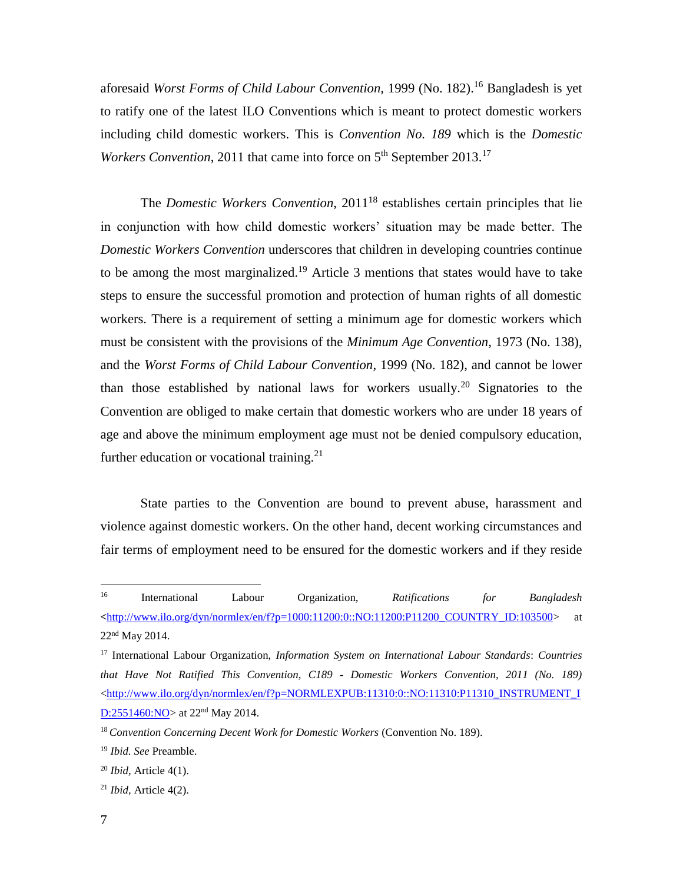aforesaid *Worst Forms of Child Labour Convention*, 1999 (No. 182).[16] Bangladesh is yet to ratify one of the latest ILO Conventions which is meant to protect domestic workers including child domestic workers. This is *Convention No. 189* which is the *Domestic Workers Convention*, 2011 that came into force on 5th September 2013.[17]

The *Domestic Workers Convention*, 2011[18] establishes certain principles that lie in conjunction with how child domestic workers' situation may be made better. The *Domestic Workers Convention* underscores that children in developing countries continue to be among the most marginalized.[19] Article 3 mentions that states would have to take steps to ensure the successful promotion and protection of human rights of all domestic workers. There is a requirement of setting a minimum age for domestic workers which must be consistent with the provisions of the *Minimum Age Convention*, 1973 (No. 138), and the *Worst Forms of Child Labour Convention*, 1999 (No. 182), and cannot be lower than those established by national laws for workers usually.[20] Signatories to the Convention are obliged to make certain that domestic workers who are under 18 years of age and above the minimum employment age must not be denied compulsory education, further education or vocational training.[21]

State parties to the Convention are bound to prevent abuse, harassment and violence against domestic workers. On the other hand, decent working circumstances and fair terms of employment need to be ensured for the domestic workers and if they reside

---

[16] International Labour Organization, *Ratifications for Bangladesh* <http://www.ilo.org/dyn/normlex/en/f?p=1000:11200:0::NO:11200:P11200_COUNTRY_ID:103500> at 22nd May 2014.

[17] International Labour Organization, *Information System on International Labour Standards*: *Countries that Have Not Ratified This Convention, C189 - Domestic Workers Convention, 2011 (No. 189)* <http://www.ilo.org/dyn/normlex/en/f?p=NORMLEXPUB:11310:0::NO:11310:P11310_INSTRUMENT_ID:2551460:NO> at 22nd May 2014.

[18] *Convention Concerning Decent Work for Domestic Workers* (Convention No. 189).

[19] *Ibid. See* Preamble.

[20] *Ibid,* Article 4(1).

[21] *Ibid,* Article 4(2).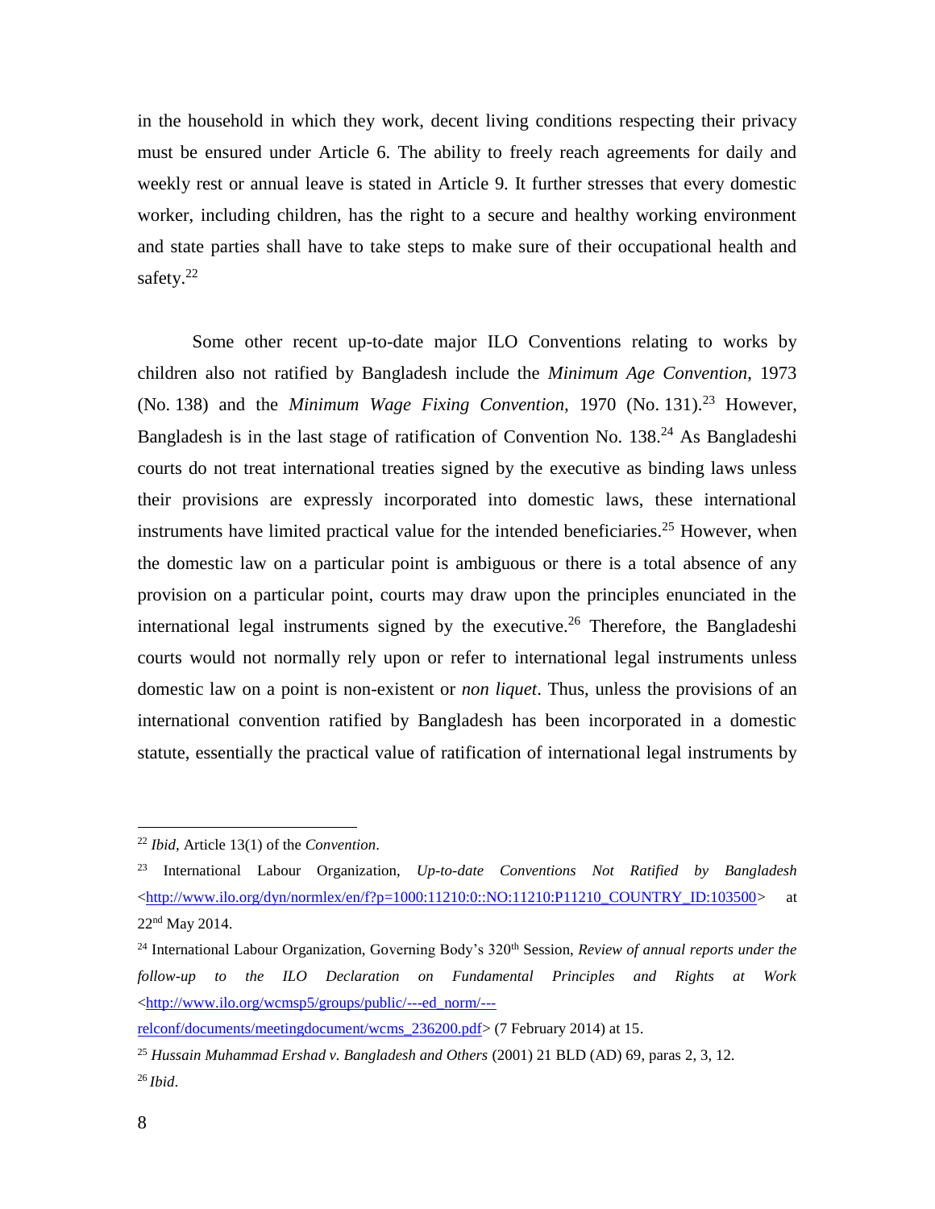in the household in which they work, decent living conditions respecting their privacy must be ensured under Article 6. The ability to freely reach agreements for daily and weekly rest or annual leave is stated in Article 9. It further stresses that every domestic worker, including children, has the right to a secure and healthy working environment and state parties shall have to take steps to make sure of their occupational health and safety.[22]

Some other recent up-to-date major ILO Conventions relating to works by children also not ratified by Bangladesh include the *Minimum Age Convention*, 1973 (No. 138) and the *Minimum Wage Fixing Convention,* 1970 (No. 131).[23] However, Bangladesh is in the last stage of ratification of Convention No. 138.[24] As Bangladeshi courts do not treat international treaties signed by the executive as binding laws unless their provisions are expressly incorporated into domestic laws, these international instruments have limited practical value for the intended beneficiaries.[25] However, when the domestic law on a particular point is ambiguous or there is a total absence of any provision on a particular point, courts may draw upon the principles enunciated in the international legal instruments signed by the executive.[26] Therefore, the Bangladeshi courts would not normally rely upon or refer to international legal instruments unless domestic law on a point is non-existent or *non liquet*. Thus, unless the provisions of an international convention ratified by Bangladesh has been incorporated in a domestic statute, essentially the practical value of ratification of international legal instruments by

---

[22] *Ibid,* Article 13(1) of the *Convention*.

[23] International Labour Organization, *Up-to-date Conventions Not Ratified by Bangladesh* <http://www.ilo.org/dyn/normlex/en/f?p=1000:11210:0::NO:11210:P11210_COUNTRY_ID:103500> at 22nd May 2014.

[24] International Labour Organization, Governing Body's 320th Session, *Review of annual reports under the follow-up to the ILO Declaration on Fundamental Principles and Rights at Work* <http://www.ilo.org/wcmsp5/groups/public/---ed_norm/---relconf/documents/meetingdocument/wcms_236200.pdf> (7 February 2014) at 15.

[25] *Hussain Muhammad Ershad v. Bangladesh and Others* (2001) 21 BLD (AD) 69, paras 2, 3, 12.

[26] *Ibid*.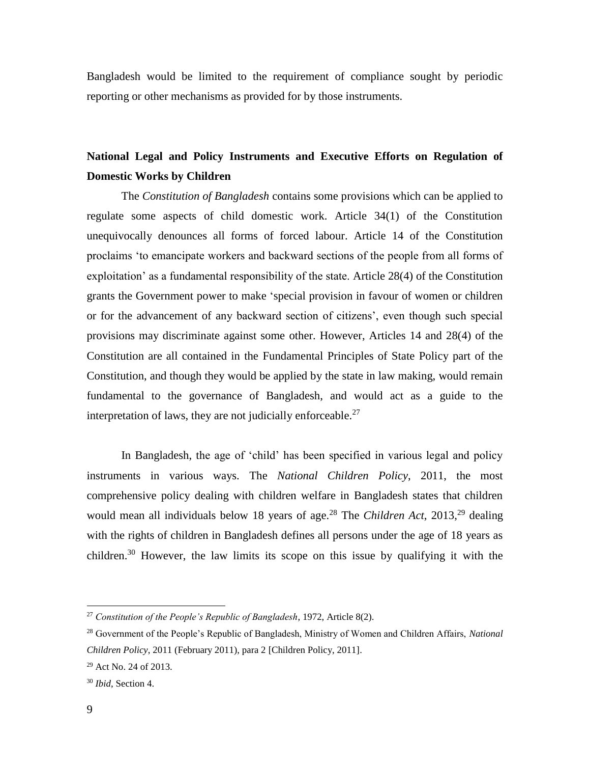Bangladesh would be limited to the requirement of compliance sought by periodic reporting or other mechanisms as provided for by those instruments.

## National Legal and Policy Instruments and Executive Efforts on Regulation of Domestic Works by Children

The *Constitution of Bangladesh* contains some provisions which can be applied to regulate some aspects of child domestic work. Article 34(1) of the Constitution unequivocally denounces all forms of forced labour. Article 14 of the Constitution proclaims 'to emancipate workers and backward sections of the people from all forms of exploitation' as a fundamental responsibility of the state. Article 28(4) of the Constitution grants the Government power to make 'special provision in favour of women or children or for the advancement of any backward section of citizens', even though such special provisions may discriminate against some other. However, Articles 14 and 28(4) of the Constitution are all contained in the Fundamental Principles of State Policy part of the Constitution, and though they would be applied by the state in law making, would remain fundamental to the governance of Bangladesh, and would act as a guide to the interpretation of laws, they are not judicially enforceable.[27]

In Bangladesh, the age of 'child' has been specified in various legal and policy instruments in various ways. The *National Children Policy*, 2011, the most comprehensive policy dealing with children welfare in Bangladesh states that children would mean all individuals below 18 years of age.[28] The *Children Act*, 2013,[29] dealing with the rights of children in Bangladesh defines all persons under the age of 18 years as children.[30] However, the law limits its scope on this issue by qualifying it with the

---

[27] *Constitution of the People's Republic of Bangladesh*, 1972, Article 8(2).

[28] Government of the People's Republic of Bangladesh, Ministry of Women and Children Affairs, *National Children Policy*, 2011 (February 2011), para 2 [Children Policy, 2011].

[29] Act No. 24 of 2013.

[30] *Ibid*, Section 4.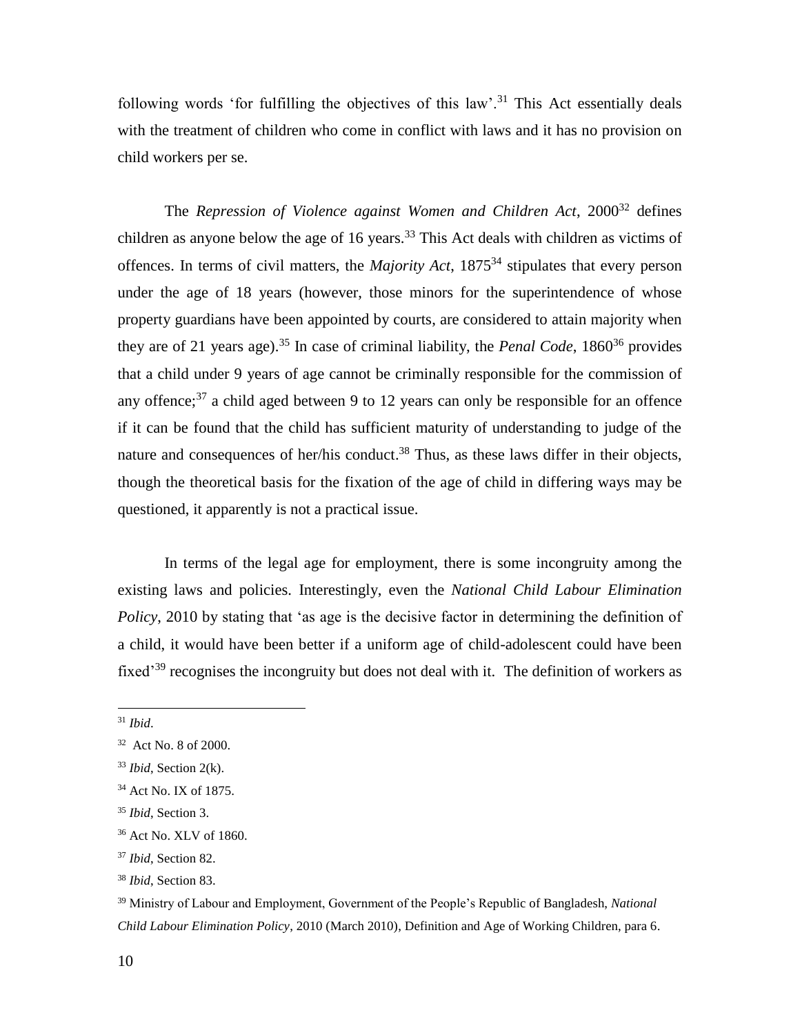following words 'for fulfilling the objectives of this law'.[31] This Act essentially deals with the treatment of children who come in conflict with laws and it has no provision on child workers per se.

The *Repression of Violence against Women and Children Act*, 2000[32] defines children as anyone below the age of 16 years.[33] This Act deals with children as victims of offences. In terms of civil matters, the *Majority Act*, 1875[34] stipulates that every person under the age of 18 years (however, those minors for the superintendence of whose property guardians have been appointed by courts, are considered to attain majority when they are of 21 years age).[35] In case of criminal liability, the *Penal Code*, 1860[36] provides that a child under 9 years of age cannot be criminally responsible for the commission of any offence;[37] a child aged between 9 to 12 years can only be responsible for an offence if it can be found that the child has sufficient maturity of understanding to judge of the nature and consequences of her/his conduct.[38] Thus, as these laws differ in their objects, though the theoretical basis for the fixation of the age of child in differing ways may be questioned, it apparently is not a practical issue.

In terms of the legal age for employment, there is some incongruity among the existing laws and policies. Interestingly, even the *National Child Labour Elimination Policy*, 2010 by stating that 'as age is the decisive factor in determining the definition of a child, it would have been better if a uniform age of child-adolescent could have been fixed'[39] recognises the incongruity but does not deal with it. The definition of workers as

---

[31] *Ibid*.

[32] Act No. 8 of 2000.

[33] *Ibid*, Section 2(k).

[34] Act No. IX of 1875.

[35] *Ibid*, Section 3.

[36] Act No. XLV of 1860.

[37] *Ibid*, Section 82.

[38] *Ibid*, Section 83.

[39] Ministry of Labour and Employment, Government of the People's Republic of Bangladesh, *National Child Labour Elimination Policy*, 2010 (March 2010), Definition and Age of Working Children, para 6.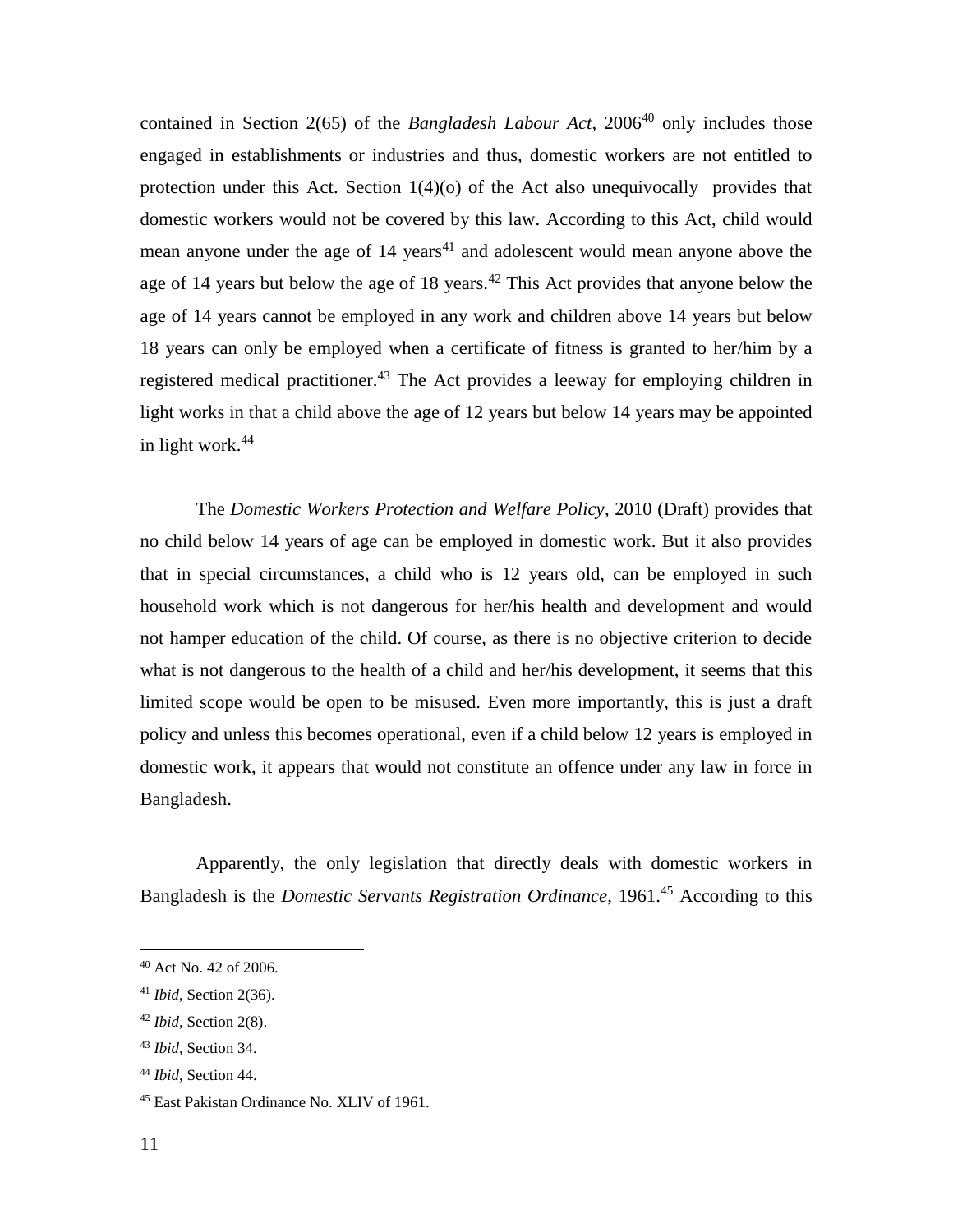contained in Section 2(65) of the *Bangladesh Labour Act*, 2006[40] only includes those engaged in establishments or industries and thus, domestic workers are not entitled to protection under this Act. Section 1(4)(o) of the Act also unequivocally provides that domestic workers would not be covered by this law. According to this Act, child would mean anyone under the age of 14 years[41] and adolescent would mean anyone above the age of 14 years but below the age of 18 years.[42] This Act provides that anyone below the age of 14 years cannot be employed in any work and children above 14 years but below 18 years can only be employed when a certificate of fitness is granted to her/him by a registered medical practitioner.[43] The Act provides a leeway for employing children in light works in that a child above the age of 12 years but below 14 years may be appointed in light work.[44]

The *Domestic Workers Protection and Welfare Policy*, 2010 (Draft) provides that no child below 14 years of age can be employed in domestic work. But it also provides that in special circumstances, a child who is 12 years old, can be employed in such household work which is not dangerous for her/his health and development and would not hamper education of the child. Of course, as there is no objective criterion to decide what is not dangerous to the health of a child and her/his development, it seems that this limited scope would be open to be misused. Even more importantly, this is just a draft policy and unless this becomes operational, even if a child below 12 years is employed in domestic work, it appears that would not constitute an offence under any law in force in Bangladesh.

Apparently, the only legislation that directly deals with domestic workers in Bangladesh is the *Domestic Servants Registration Ordinance*, 1961.[45] According to this

---

[40] Act No. 42 of 2006.

[41] *Ibid*, Section 2(36).

[42] *Ibid*, Section 2(8).

[43] *Ibid*, Section 34.

[44] *Ibid*, Section 44.

[45] East Pakistan Ordinance No. XLIV of 1961.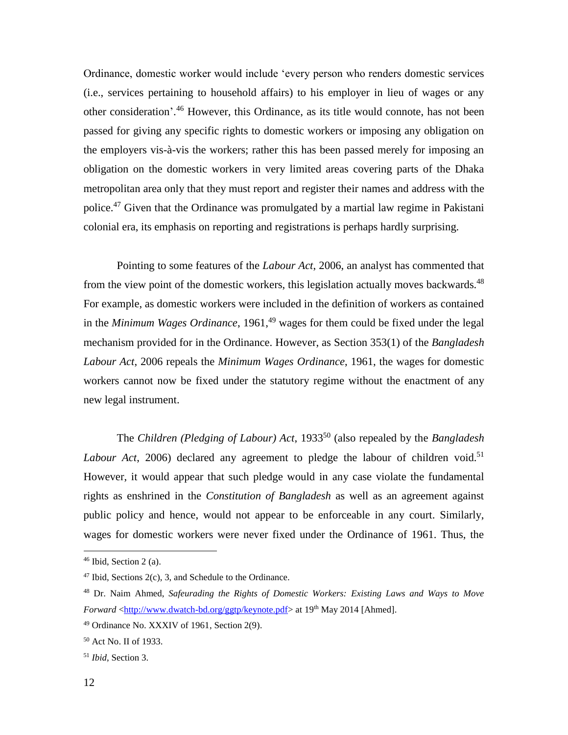Ordinance, domestic worker would include 'every person who renders domestic services (i.e., services pertaining to household affairs) to his employer in lieu of wages or any other consideration'.[46] However, this Ordinance, as its title would connote, has not been passed for giving any specific rights to domestic workers or imposing any obligation on the employers vis-à-vis the workers; rather this has been passed merely for imposing an obligation on the domestic workers in very limited areas covering parts of the Dhaka metropolitan area only that they must report and register their names and address with the police.[47] Given that the Ordinance was promulgated by a martial law regime in Pakistani colonial era, its emphasis on reporting and registrations is perhaps hardly surprising.

Pointing to some features of the *Labour Act*, 2006, an analyst has commented that from the view point of the domestic workers, this legislation actually moves backwards.[48] For example, as domestic workers were included in the definition of workers as contained in the *Minimum Wages Ordinance*, 1961,[49] wages for them could be fixed under the legal mechanism provided for in the Ordinance. However, as Section 353(1) of the *Bangladesh Labour Act*, 2006 repeals the *Minimum Wages Ordinance*, 1961, the wages for domestic workers cannot now be fixed under the statutory regime without the enactment of any new legal instrument.

The *Children (Pledging of Labour) Act*, 1933[50] (also repealed by the *Bangladesh Labour Act*, 2006) declared any agreement to pledge the labour of children void.[51] However, it would appear that such pledge would in any case violate the fundamental rights as enshrined in the *Constitution of Bangladesh* as well as an agreement against public policy and hence, would not appear to be enforceable in any court. Similarly, wages for domestic workers were never fixed under the Ordinance of 1961. Thus, the

---

[46] Ibid, Section 2 (a).

[47] Ibid, Sections 2(c), 3, and Schedule to the Ordinance.

[48] Dr. Naim Ahmed, *Safeurading the Rights of Domestic Workers: Existing Laws and Ways to Move Forward* <http://www.dwatch-bd.org/ggtp/keynote.pdf> at 19th May 2014 [Ahmed].

[49] Ordinance No. XXXIV of 1961, Section 2(9).

[50] Act No. II of 1933.

[51] *Ibid*, Section 3.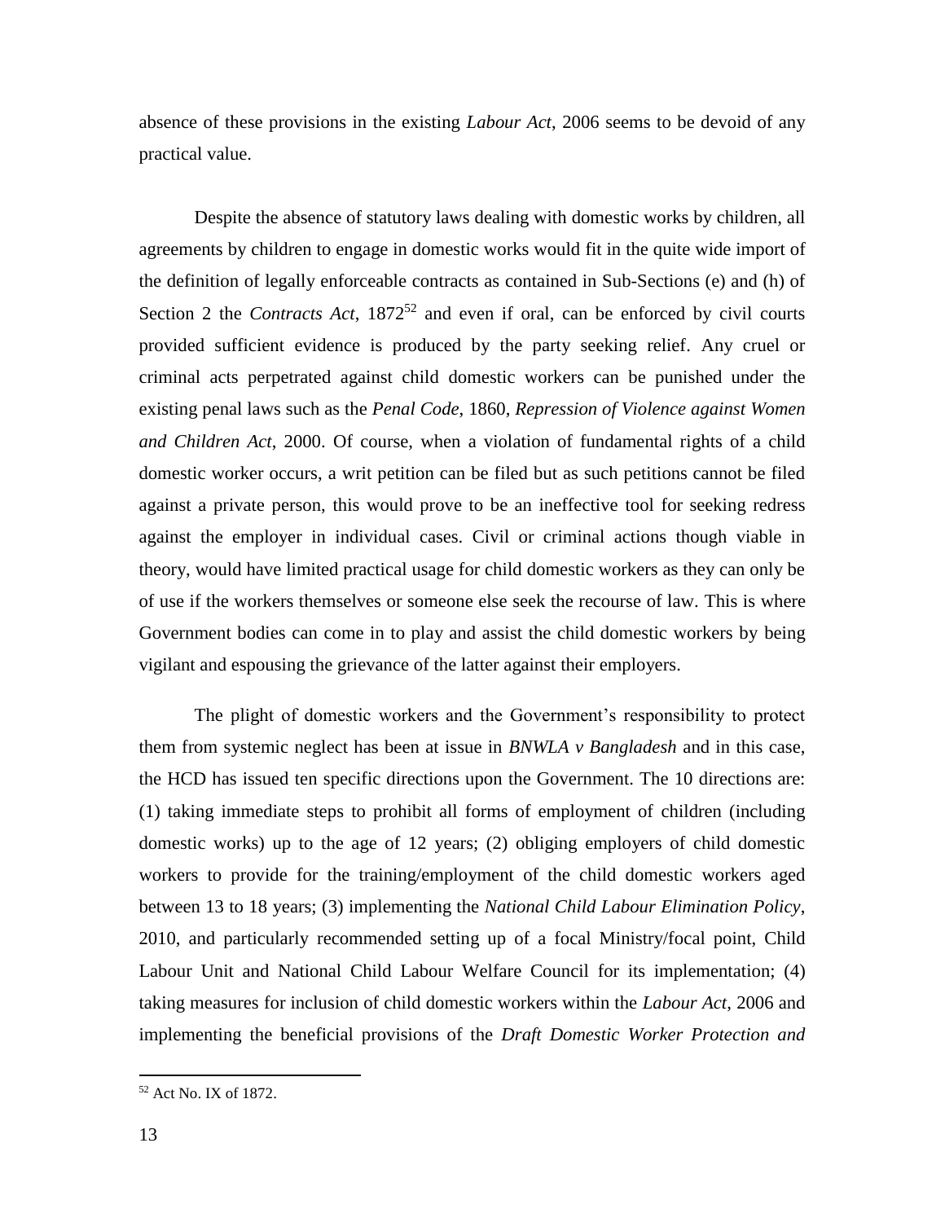absence of these provisions in the existing *Labour Act*, 2006 seems to be devoid of any practical value.

Despite the absence of statutory laws dealing with domestic works by children, all agreements by children to engage in domestic works would fit in the quite wide import of the definition of legally enforceable contracts as contained in Sub-Sections (e) and (h) of Section 2 the *Contracts Act*, 1872[52] and even if oral, can be enforced by civil courts provided sufficient evidence is produced by the party seeking relief. Any cruel or criminal acts perpetrated against child domestic workers can be punished under the existing penal laws such as the *Penal Code*, 1860, *Repression of Violence against Women and Children Act*, 2000. Of course, when a violation of fundamental rights of a child domestic worker occurs, a writ petition can be filed but as such petitions cannot be filed against a private person, this would prove to be an ineffective tool for seeking redress against the employer in individual cases. Civil or criminal actions though viable in theory, would have limited practical usage for child domestic workers as they can only be of use if the workers themselves or someone else seek the recourse of law. This is where Government bodies can come in to play and assist the child domestic workers by being vigilant and espousing the grievance of the latter against their employers.

The plight of domestic workers and the Government's responsibility to protect them from systemic neglect has been at issue in *BNWLA v Bangladesh* and in this case, the HCD has issued ten specific directions upon the Government. The 10 directions are: (1) taking immediate steps to prohibit all forms of employment of children (including domestic works) up to the age of 12 years; (2) obliging employers of child domestic workers to provide for the training/employment of the child domestic workers aged between 13 to 18 years; (3) implementing the *National Child Labour Elimination Policy*, 2010, and particularly recommended setting up of a focal Ministry/focal point, Child Labour Unit and National Child Labour Welfare Council for its implementation; (4) taking measures for inclusion of child domestic workers within the *Labour Act*, 2006 and implementing the beneficial provisions of the *Draft Domestic Worker Protection and*

---

[52] Act No. IX of 1872.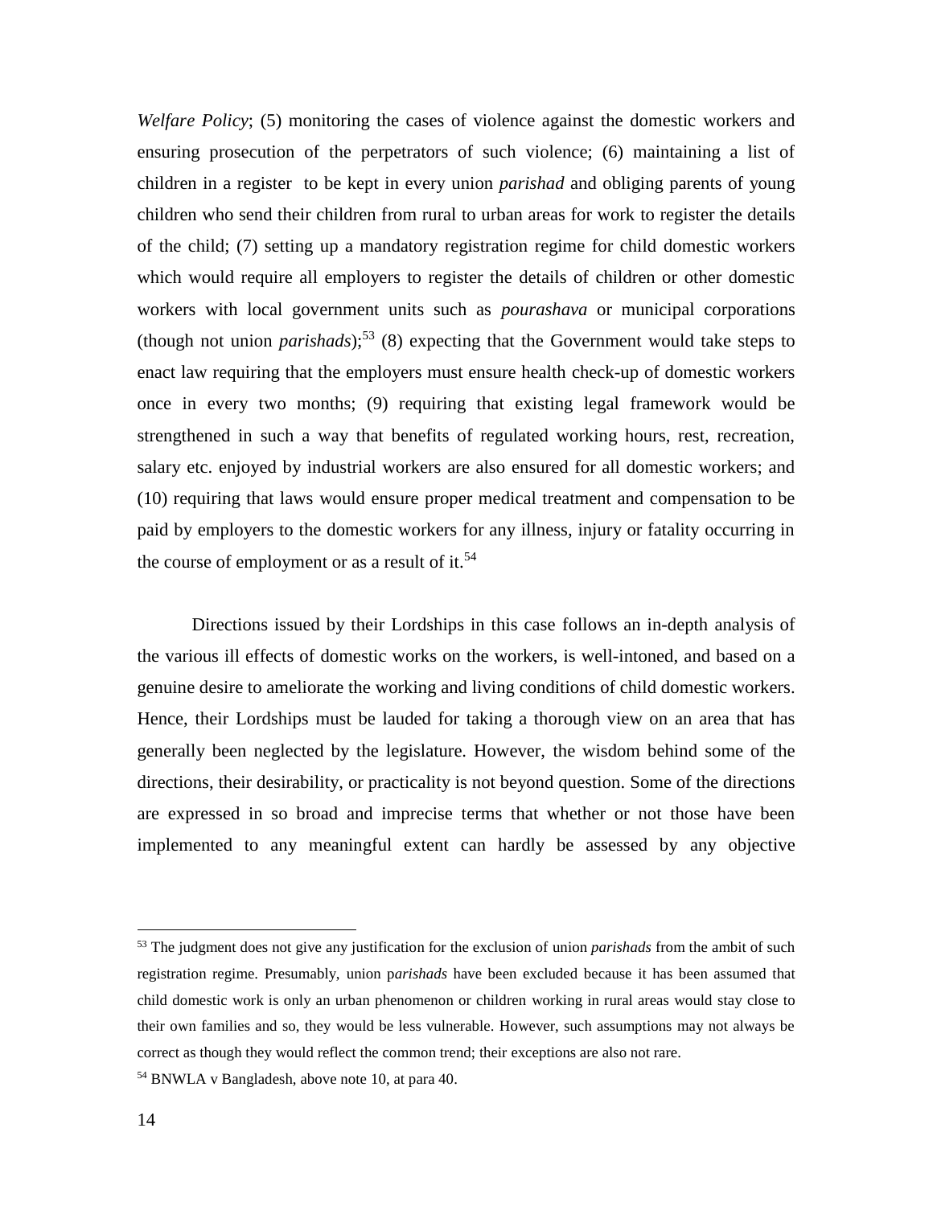*Welfare Policy*; (5) monitoring the cases of violence against the domestic workers and ensuring prosecution of the perpetrators of such violence; (6) maintaining a list of children in a register to be kept in every union *parishad* and obliging parents of young children who send their children from rural to urban areas for work to register the details of the child; (7) setting up a mandatory registration regime for child domestic workers which would require all employers to register the details of children or other domestic workers with local government units such as *pourashava* or municipal corporations (though not union *parishads*);[53] (8) expecting that the Government would take steps to enact law requiring that the employers must ensure health check-up of domestic workers once in every two months; (9) requiring that existing legal framework would be strengthened in such a way that benefits of regulated working hours, rest, recreation, salary etc. enjoyed by industrial workers are also ensured for all domestic workers; and (10) requiring that laws would ensure proper medical treatment and compensation to be paid by employers to the domestic workers for any illness, injury or fatality occurring in the course of employment or as a result of it.[54]

Directions issued by their Lordships in this case follows an in-depth analysis of the various ill effects of domestic works on the workers, is well-intoned, and based on a genuine desire to ameliorate the working and living conditions of child domestic workers. Hence, their Lordships must be lauded for taking a thorough view on an area that has generally been neglected by the legislature. However, the wisdom behind some of the directions, their desirability, or practicality is not beyond question. Some of the directions are expressed in so broad and imprecise terms that whether or not those have been implemented to any meaningful extent can hardly be assessed by any objective

---

[53] The judgment does not give any justification for the exclusion of union *parishads* from the ambit of such registration regime. Presumably, union p*arishads* have been excluded because it has been assumed that child domestic work is only an urban phenomenon or children working in rural areas would stay close to their own families and so, they would be less vulnerable. However, such assumptions may not always be correct as though they would reflect the common trend; their exceptions are also not rare.

[54] BNWLA v Bangladesh, above note 10, at para 40.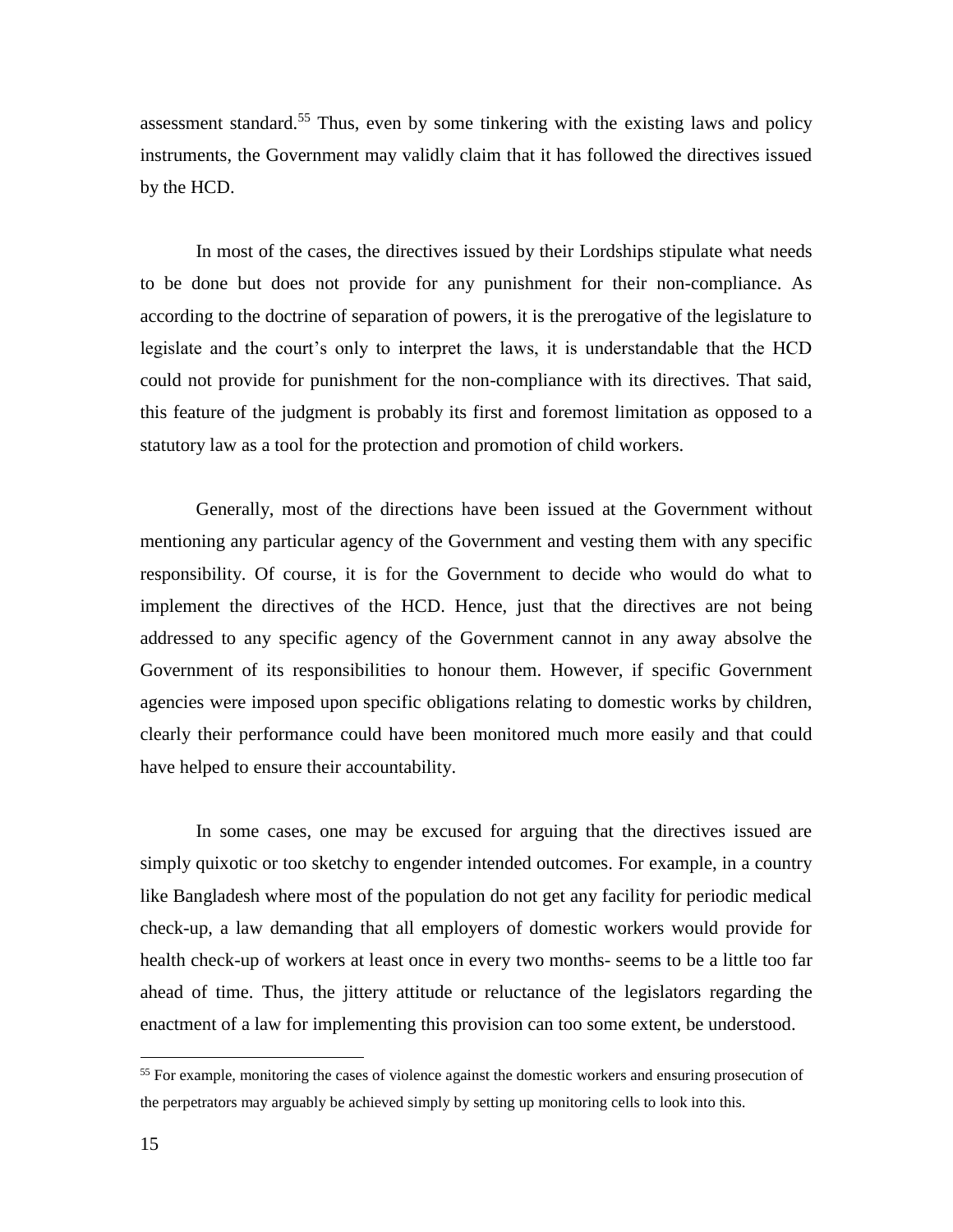assessment standard.[55] Thus, even by some tinkering with the existing laws and policy instruments, the Government may validly claim that it has followed the directives issued by the HCD.

In most of the cases, the directives issued by their Lordships stipulate what needs to be done but does not provide for any punishment for their non-compliance. As according to the doctrine of separation of powers, it is the prerogative of the legislature to legislate and the court's only to interpret the laws, it is understandable that the HCD could not provide for punishment for the non-compliance with its directives. That said, this feature of the judgment is probably its first and foremost limitation as opposed to a statutory law as a tool for the protection and promotion of child workers.

Generally, most of the directions have been issued at the Government without mentioning any particular agency of the Government and vesting them with any specific responsibility. Of course, it is for the Government to decide who would do what to implement the directives of the HCD. Hence, just that the directives are not being addressed to any specific agency of the Government cannot in any away absolve the Government of its responsibilities to honour them. However, if specific Government agencies were imposed upon specific obligations relating to domestic works by children, clearly their performance could have been monitored much more easily and that could have helped to ensure their accountability.

In some cases, one may be excused for arguing that the directives issued are simply quixotic or too sketchy to engender intended outcomes. For example, in a country like Bangladesh where most of the population do not get any facility for periodic medical check-up, a law demanding that all employers of domestic workers would provide for health check-up of workers at least once in every two months- seems to be a little too far ahead of time. Thus, the jittery attitude or reluctance of the legislators regarding the enactment of a law for implementing this provision can too some extent, be understood.

---

[55] For example, monitoring the cases of violence against the domestic workers and ensuring prosecution of the perpetrators may arguably be achieved simply by setting up monitoring cells to look into this.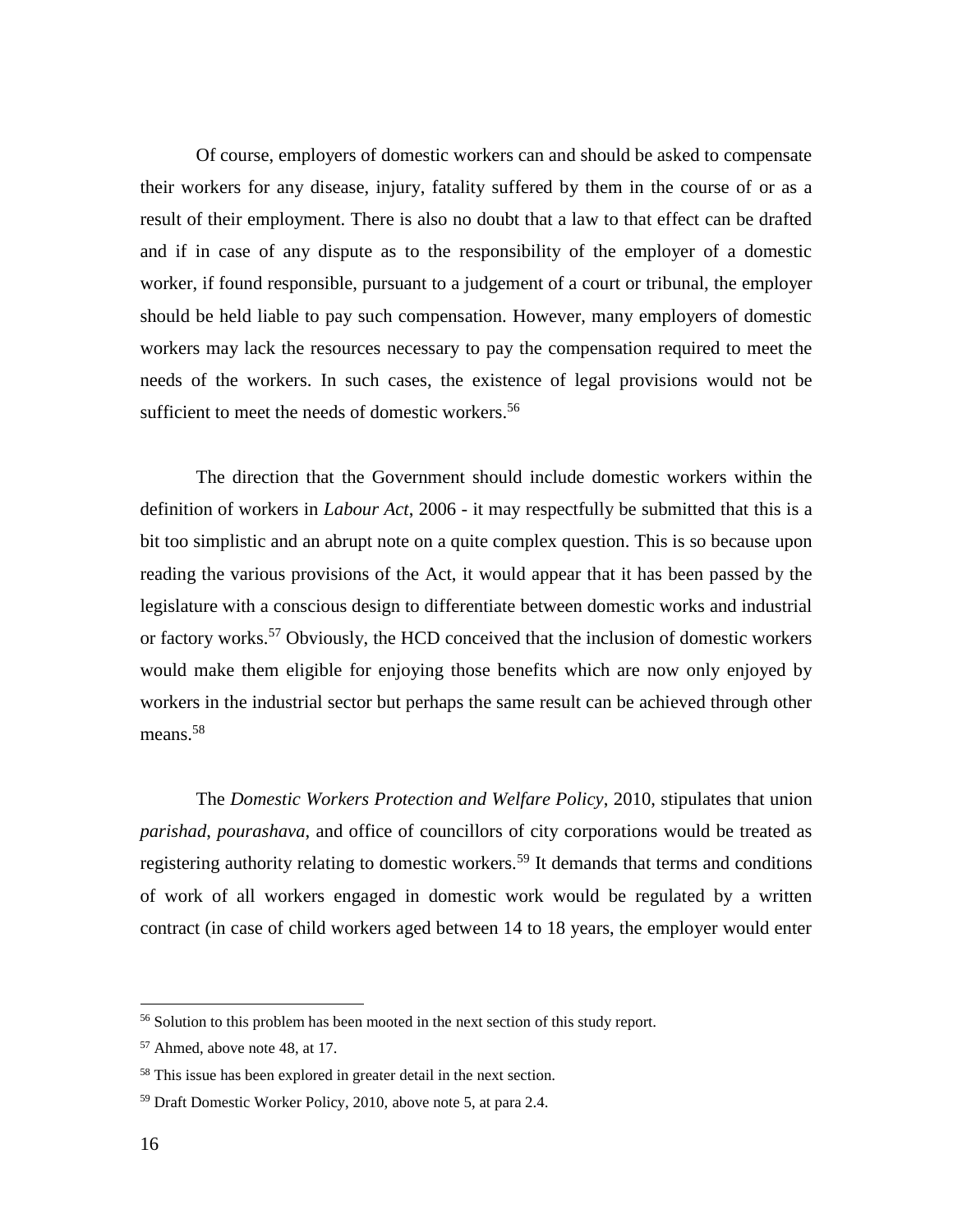Of course, employers of domestic workers can and should be asked to compensate their workers for any disease, injury, fatality suffered by them in the course of or as a result of their employment. There is also no doubt that a law to that effect can be drafted and if in case of any dispute as to the responsibility of the employer of a domestic worker, if found responsible, pursuant to a judgement of a court or tribunal, the employer should be held liable to pay such compensation. However, many employers of domestic workers may lack the resources necessary to pay the compensation required to meet the needs of the workers. In such cases, the existence of legal provisions would not be sufficient to meet the needs of domestic workers.[56]

The direction that the Government should include domestic workers within the definition of workers in *Labour Act*, 2006 - it may respectfully be submitted that this is a bit too simplistic and an abrupt note on a quite complex question. This is so because upon reading the various provisions of the Act, it would appear that it has been passed by the legislature with a conscious design to differentiate between domestic works and industrial or factory works.[57] Obviously, the HCD conceived that the inclusion of domestic workers would make them eligible for enjoying those benefits which are now only enjoyed by workers in the industrial sector but perhaps the same result can be achieved through other means.[58]

The *Domestic Workers Protection and Welfare Policy*, 2010, stipulates that union *parishad*, *pourashava*, and office of councillors of city corporations would be treated as registering authority relating to domestic workers.[59] It demands that terms and conditions of work of all workers engaged in domestic work would be regulated by a written contract (in case of child workers aged between 14 to 18 years, the employer would enter

---

[56] Solution to this problem has been mooted in the next section of this study report.

[57] Ahmed, above note 48, at 17.

[58] This issue has been explored in greater detail in the next section.

[59] Draft Domestic Worker Policy, 2010, above note 5, at para 2.4.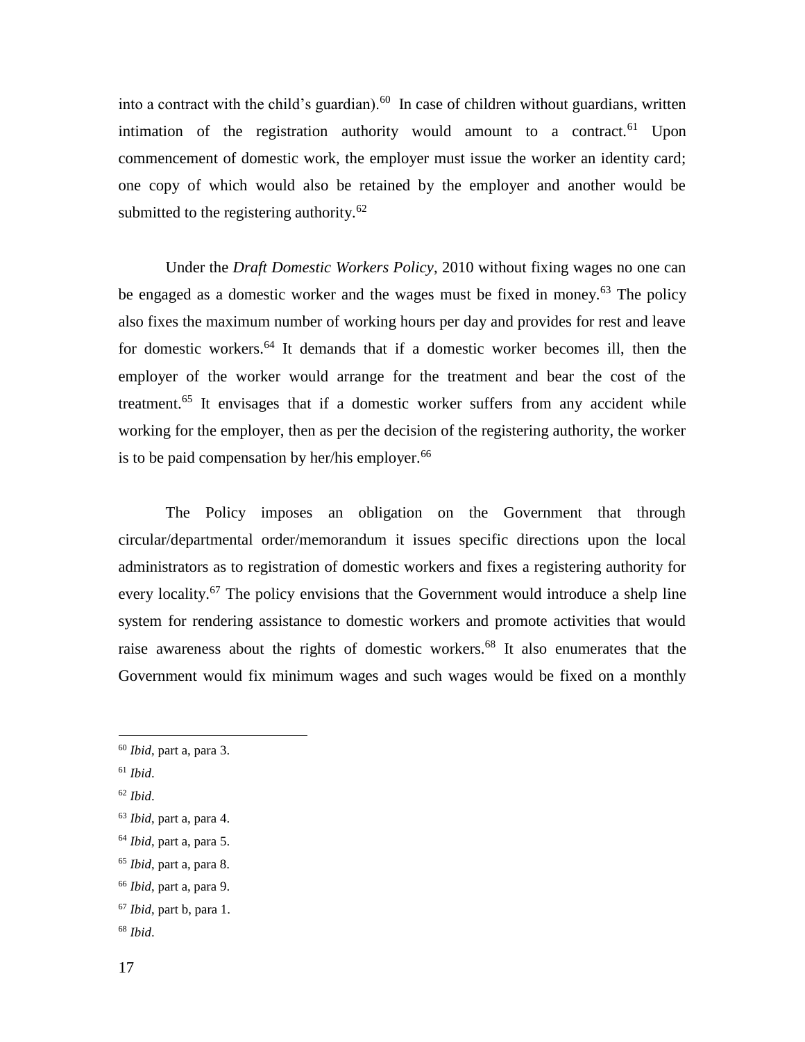into a contract with the child's guardian).[60] In case of children without guardians, written intimation of the registration authority would amount to a contract.[61] Upon commencement of domestic work, the employer must issue the worker an identity card; one copy of which would also be retained by the employer and another would be submitted to the registering authority.[62]

Under the *Draft Domestic Workers Policy*, 2010 without fixing wages no one can be engaged as a domestic worker and the wages must be fixed in money.[63] The policy also fixes the maximum number of working hours per day and provides for rest and leave for domestic workers.[64] It demands that if a domestic worker becomes ill, then the employer of the worker would arrange for the treatment and bear the cost of the treatment.[65] It envisages that if a domestic worker suffers from any accident while working for the employer, then as per the decision of the registering authority, the worker is to be paid compensation by her/his employer.[66]

The Policy imposes an obligation on the Government that through circular/departmental order/memorandum it issues specific directions upon the local administrators as to registration of domestic workers and fixes a registering authority for every locality.[67] The policy envisions that the Government would introduce a shelp line system for rendering assistance to domestic workers and promote activities that would raise awareness about the rights of domestic workers.[68] It also enumerates that the Government would fix minimum wages and such wages would be fixed on a monthly

---

[60] *Ibid*, part a, para 3.

[61] *Ibid*.

[62] *Ibid*.

[63] *Ibid*, part a, para 4.

[64] *Ibid*, part a, para 5.

[65] *Ibid*, part a, para 8.

[66] *Ibid*, part a, para 9.

[67] *Ibid*, part b, para 1.

[68] *Ibid*.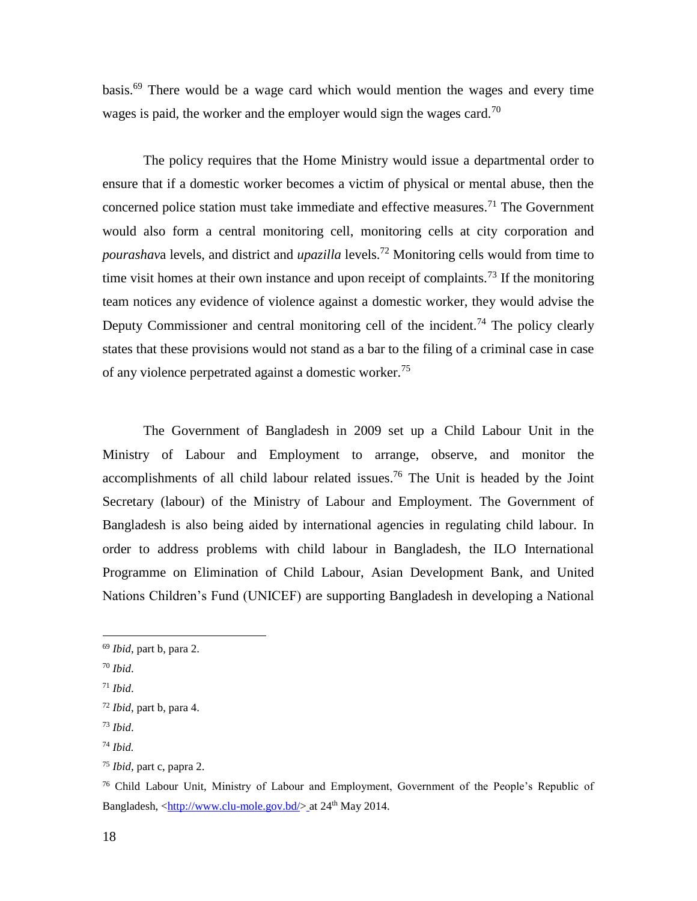basis.[69] There would be a wage card which would mention the wages and every time wages is paid, the worker and the employer would sign the wages card.[70]

The policy requires that the Home Ministry would issue a departmental order to ensure that if a domestic worker becomes a victim of physical or mental abuse, then the concerned police station must take immediate and effective measures.[71] The Government would also form a central monitoring cell, monitoring cells at city corporation and *pourashava* levels, and district and *upazilla* levels.[72] Monitoring cells would from time to time visit homes at their own instance and upon receipt of complaints.[73] If the monitoring team notices any evidence of violence against a domestic worker, they would advise the Deputy Commissioner and central monitoring cell of the incident.[74] The policy clearly states that these provisions would not stand as a bar to the filing of a criminal case in case of any violence perpetrated against a domestic worker.[75]

The Government of Bangladesh in 2009 set up a Child Labour Unit in the Ministry of Labour and Employment to arrange, observe, and monitor the accomplishments of all child labour related issues.[76] The Unit is headed by the Joint Secretary (labour) of the Ministry of Labour and Employment. The Government of Bangladesh is also being aided by international agencies in regulating child labour. In order to address problems with child labour in Bangladesh, the ILO International Programme on Elimination of Child Labour, Asian Development Bank, and United Nations Children's Fund (UNICEF) are supporting Bangladesh in developing a National

---

[69] *Ibid*, part b, para 2.

[70] *Ibid*.

[71] *Ibid*.

[72] *Ibid*, part b, para 4.

[73] *Ibid*.

[74] *Ibid.*

[75] *Ibid*, part c, papra 2.

[76] Child Labour Unit, Ministry of Labour and Employment, Government of the People's Republic of Bangladesh, <http://www.clu-mole.gov.bd/> at 24th May 2014.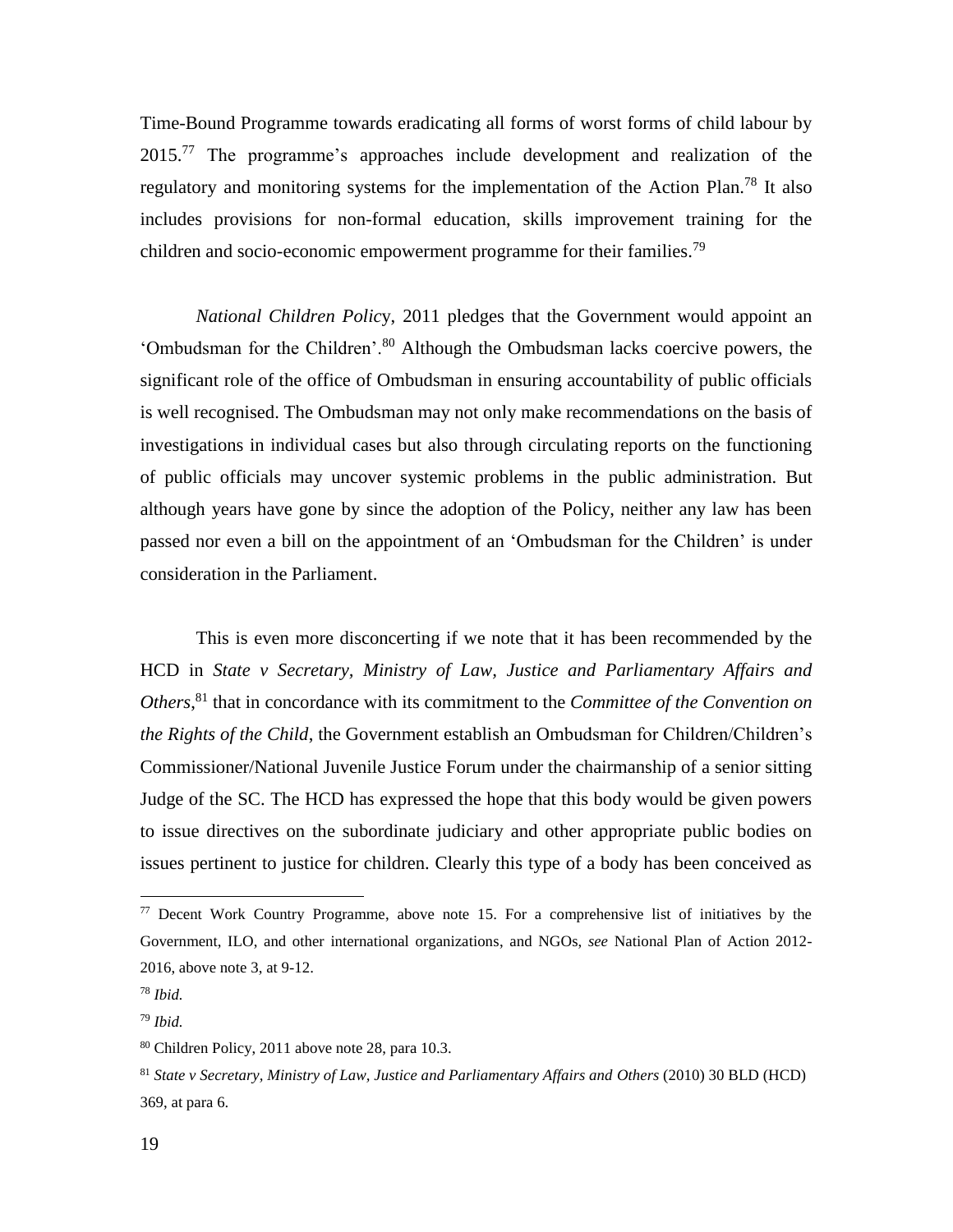Time-Bound Programme towards eradicating all forms of worst forms of child labour by 2015.[77] The programme's approaches include development and realization of the regulatory and monitoring systems for the implementation of the Action Plan.[78] It also includes provisions for non-formal education, skills improvement training for the children and socio-economic empowerment programme for their families.[79]

*National Children Policy*, 2011 pledges that the Government would appoint an 'Ombudsman for the Children'.[80] Although the Ombudsman lacks coercive powers, the significant role of the office of Ombudsman in ensuring accountability of public officials is well recognised. The Ombudsman may not only make recommendations on the basis of investigations in individual cases but also through circulating reports on the functioning of public officials may uncover systemic problems in the public administration. But although years have gone by since the adoption of the Policy, neither any law has been passed nor even a bill on the appointment of an 'Ombudsman for the Children' is under consideration in the Parliament.

This is even more disconcerting if we note that it has been recommended by the HCD in *State v Secretary, Ministry of Law, Justice and Parliamentary Affairs and Others*,[81] that in concordance with its commitment to the *Committee of the Convention on the Rights of the Child*, the Government establish an Ombudsman for Children/Children's Commissioner/National Juvenile Justice Forum under the chairmanship of a senior sitting Judge of the SC. The HCD has expressed the hope that this body would be given powers to issue directives on the subordinate judiciary and other appropriate public bodies on issues pertinent to justice for children. Clearly this type of a body has been conceived as

---

[77] Decent Work Country Programme, above note 15. For a comprehensive list of initiatives by the Government, ILO, and other international organizations, and NGOs, *see* National Plan of Action 2012-2016, above note 3, at 9-12.

[78] *Ibid.*

[79] *Ibid.*

[80] Children Policy, 2011 above note 28, para 10.3.

[81] *State v Secretary, Ministry of Law, Justice and Parliamentary Affairs and Others* (2010) 30 BLD (HCD) 369, at para 6.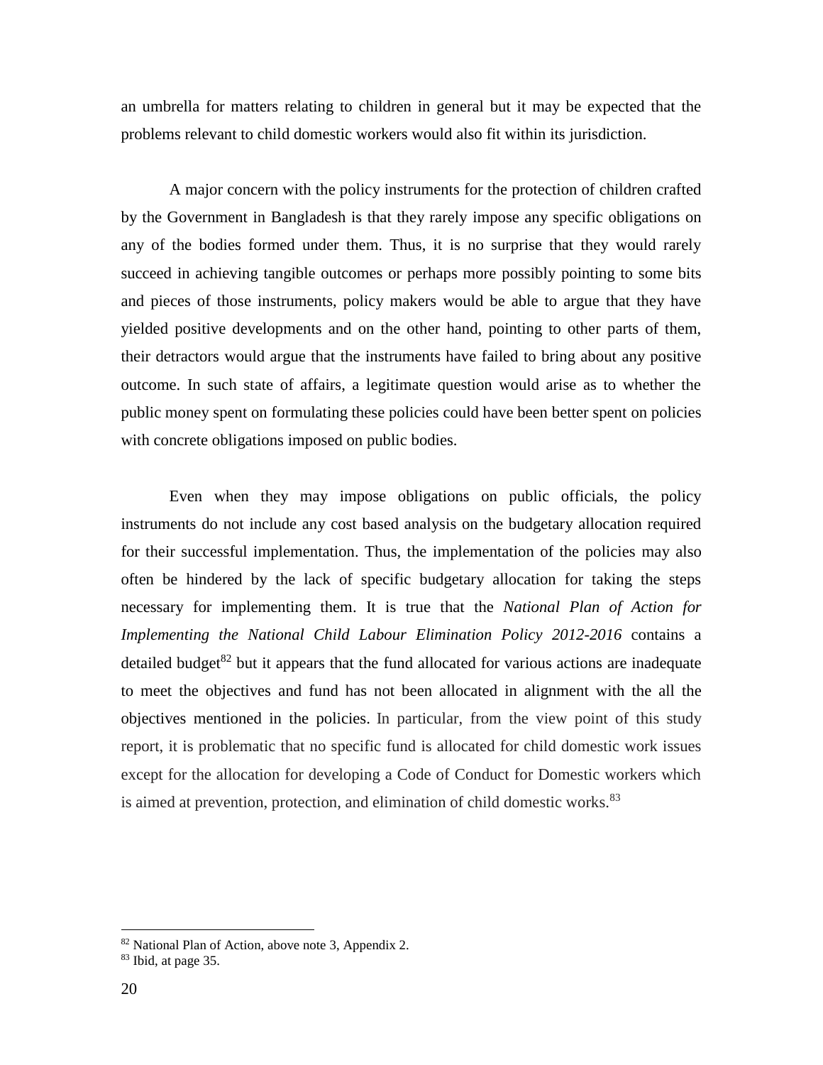an umbrella for matters relating to children in general but it may be expected that the problems relevant to child domestic workers would also fit within its jurisdiction.

A major concern with the policy instruments for the protection of children crafted by the Government in Bangladesh is that they rarely impose any specific obligations on any of the bodies formed under them. Thus, it is no surprise that they would rarely succeed in achieving tangible outcomes or perhaps more possibly pointing to some bits and pieces of those instruments, policy makers would be able to argue that they have yielded positive developments and on the other hand, pointing to other parts of them, their detractors would argue that the instruments have failed to bring about any positive outcome. In such state of affairs, a legitimate question would arise as to whether the public money spent on formulating these policies could have been better spent on policies with concrete obligations imposed on public bodies.

Even when they may impose obligations on public officials, the policy instruments do not include any cost based analysis on the budgetary allocation required for their successful implementation. Thus, the implementation of the policies may also often be hindered by the lack of specific budgetary allocation for taking the steps necessary for implementing them. It is true that the *National Plan of Action for Implementing the National Child Labour Elimination Policy 2012-2016* contains a detailed budget[82] but it appears that the fund allocated for various actions are inadequate to meet the objectives and fund has not been allocated in alignment with the all the objectives mentioned in the policies. In particular, from the view point of this study report, it is problematic that no specific fund is allocated for child domestic work issues except for the allocation for developing a Code of Conduct for Domestic workers which is aimed at prevention, protection, and elimination of child domestic works.[83]

---

[82] National Plan of Action, above note 3, Appendix 2.

[83] Ibid, at page 35.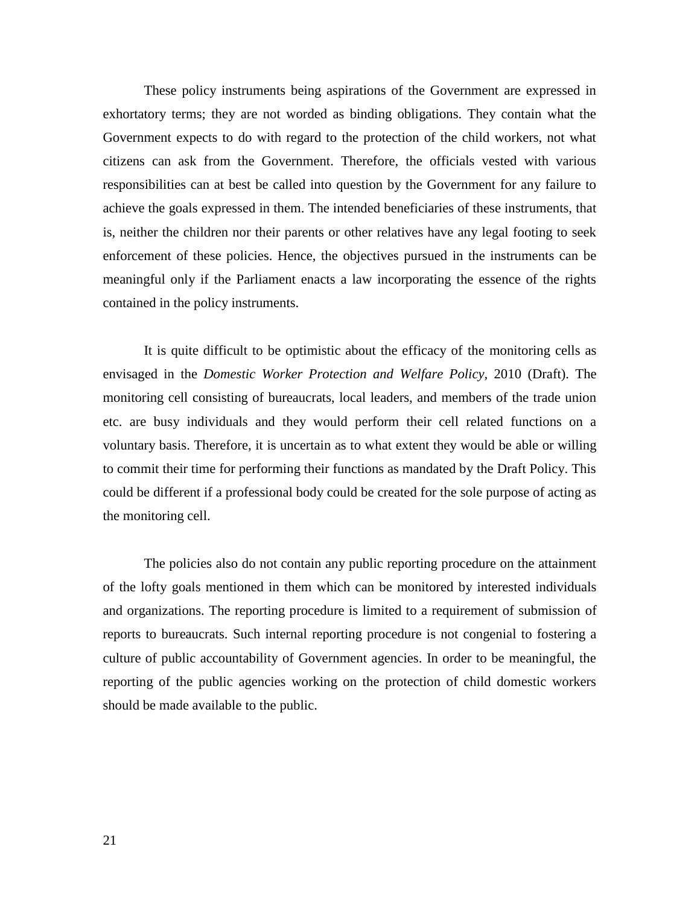These policy instruments being aspirations of the Government are expressed in exhortatory terms; they are not worded as binding obligations. They contain what the Government expects to do with regard to the protection of the child workers, not what citizens can ask from the Government. Therefore, the officials vested with various responsibilities can at best be called into question by the Government for any failure to achieve the goals expressed in them. The intended beneficiaries of these instruments, that is, neither the children nor their parents or other relatives have any legal footing to seek enforcement of these policies. Hence, the objectives pursued in the instruments can be meaningful only if the Parliament enacts a law incorporating the essence of the rights contained in the policy instruments.

It is quite difficult to be optimistic about the efficacy of the monitoring cells as envisaged in the *Domestic Worker Protection and Welfare Policy,* 2010 (Draft). The monitoring cell consisting of bureaucrats, local leaders, and members of the trade union etc. are busy individuals and they would perform their cell related functions on a voluntary basis. Therefore, it is uncertain as to what extent they would be able or willing to commit their time for performing their functions as mandated by the Draft Policy. This could be different if a professional body could be created for the sole purpose of acting as the monitoring cell.

The policies also do not contain any public reporting procedure on the attainment of the lofty goals mentioned in them which can be monitored by interested individuals and organizations. The reporting procedure is limited to a requirement of submission of reports to bureaucrats. Such internal reporting procedure is not congenial to fostering a culture of public accountability of Government agencies. In order to be meaningful, the reporting of the public agencies working on the protection of child domestic workers should be made available to the public.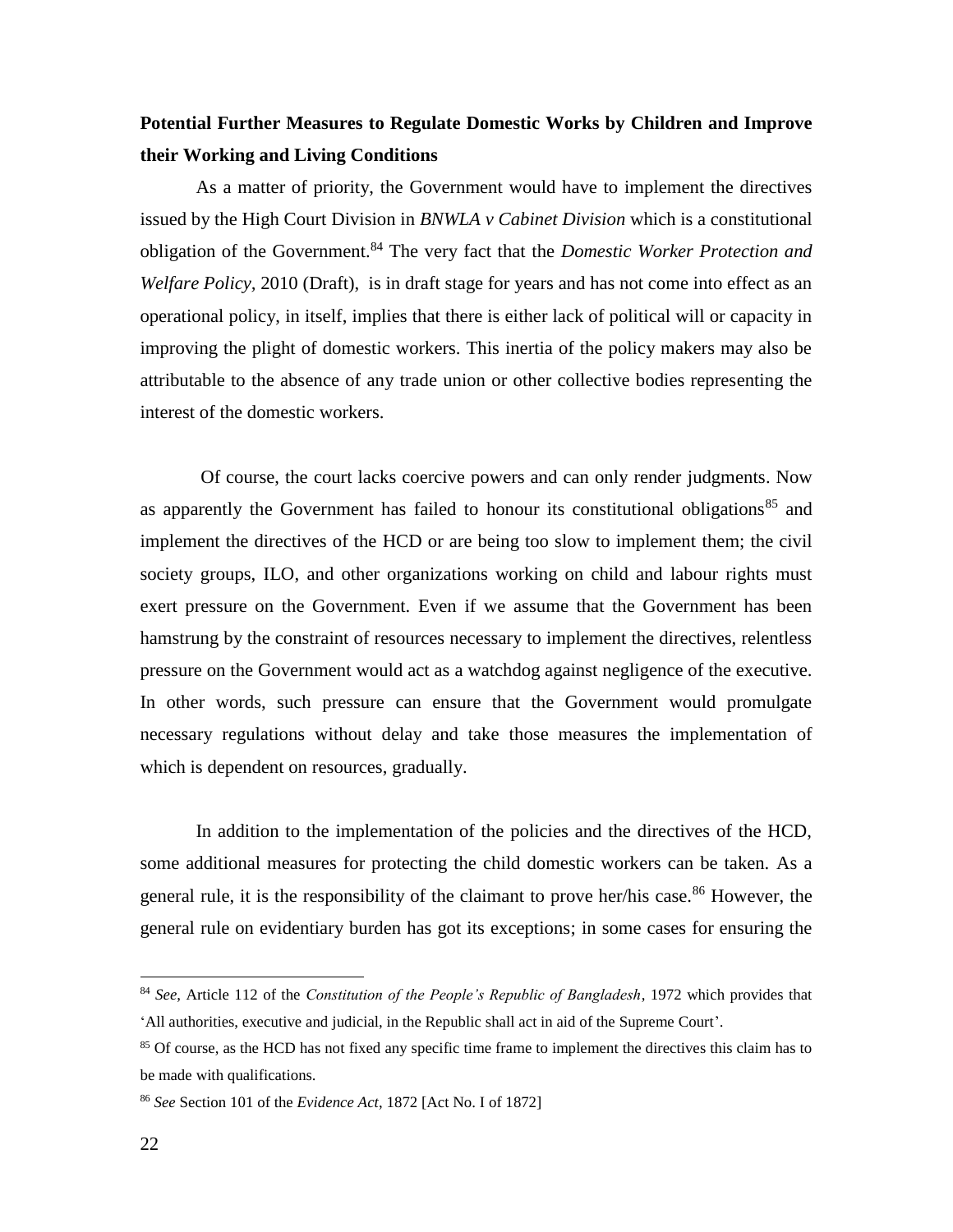**Potential Further Measures to Regulate Domestic Works by Children and Improve their Working and Living Conditions**

As a matter of priority, the Government would have to implement the directives issued by the High Court Division in *BNWLA v Cabinet Division* which is a constitutional obligation of the Government.[84] The very fact that the *Domestic Worker Protection and Welfare Policy*, 2010 (Draft), is in draft stage for years and has not come into effect as an operational policy, in itself, implies that there is either lack of political will or capacity in improving the plight of domestic workers. This inertia of the policy makers may also be attributable to the absence of any trade union or other collective bodies representing the interest of the domestic workers.

Of course, the court lacks coercive powers and can only render judgments. Now as apparently the Government has failed to honour its constitutional obligations[85] and implement the directives of the HCD or are being too slow to implement them; the civil society groups, ILO, and other organizations working on child and labour rights must exert pressure on the Government. Even if we assume that the Government has been hamstrung by the constraint of resources necessary to implement the directives, relentless pressure on the Government would act as a watchdog against negligence of the executive. In other words, such pressure can ensure that the Government would promulgate necessary regulations without delay and take those measures the implementation of which is dependent on resources, gradually.

In addition to the implementation of the policies and the directives of the HCD, some additional measures for protecting the child domestic workers can be taken. As a general rule, it is the responsibility of the claimant to prove her/his case.[86] However, the general rule on evidentiary burden has got its exceptions; in some cases for ensuring the

---

[84] *See*, Article 112 of the *Constitution of the People's Republic of Bangladesh*, 1972 which provides that 'All authorities, executive and judicial, in the Republic shall act in aid of the Supreme Court'.

[85] Of course, as the HCD has not fixed any specific time frame to implement the directives this claim has to be made with qualifications.

[86] *See* Section 101 of the *Evidence Act*, 1872 [Act No. I of 1872]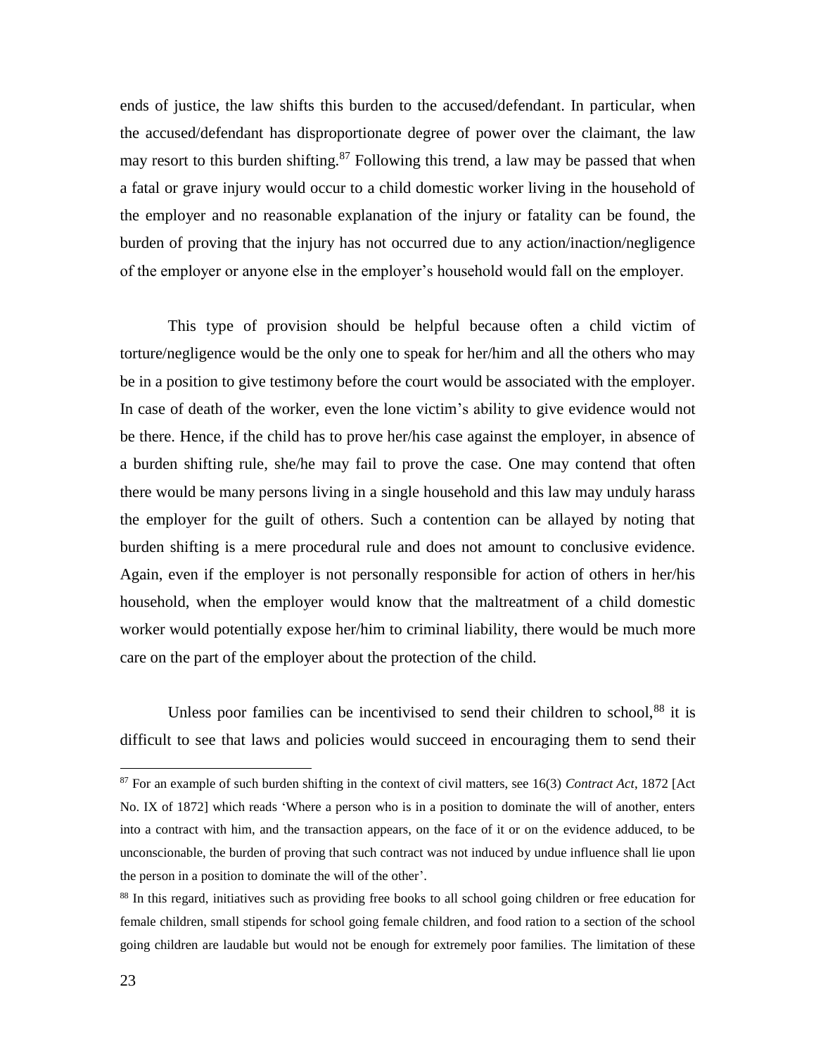ends of justice, the law shifts this burden to the accused/defendant. In particular, when the accused/defendant has disproportionate degree of power over the claimant, the law may resort to this burden shifting.[87] Following this trend, a law may be passed that when a fatal or grave injury would occur to a child domestic worker living in the household of the employer and no reasonable explanation of the injury or fatality can be found, the burden of proving that the injury has not occurred due to any action/inaction/negligence of the employer or anyone else in the employer's household would fall on the employer.

This type of provision should be helpful because often a child victim of torture/negligence would be the only one to speak for her/him and all the others who may be in a position to give testimony before the court would be associated with the employer. In case of death of the worker, even the lone victim's ability to give evidence would not be there. Hence, if the child has to prove her/his case against the employer, in absence of a burden shifting rule, she/he may fail to prove the case. One may contend that often there would be many persons living in a single household and this law may unduly harass the employer for the guilt of others. Such a contention can be allayed by noting that burden shifting is a mere procedural rule and does not amount to conclusive evidence. Again, even if the employer is not personally responsible for action of others in her/his household, when the employer would know that the maltreatment of a child domestic worker would potentially expose her/him to criminal liability, there would be much more care on the part of the employer about the protection of the child.

Unless poor families can be incentivised to send their children to school,[88] it is difficult to see that laws and policies would succeed in encouraging them to send their

---

[87] For an example of such burden shifting in the context of civil matters, see 16(3) *Contract Act*, 1872 [Act No. IX of 1872] which reads 'Where a person who is in a position to dominate the will of another, enters into a contract with him, and the transaction appears, on the face of it or on the evidence adduced, to be unconscionable, the burden of proving that such contract was not induced by undue influence shall lie upon the person in a position to dominate the will of the other'.

[88] In this regard, initiatives such as providing free books to all school going children or free education for female children, small stipends for school going female children, and food ration to a section of the school going children are laudable but would not be enough for extremely poor families. The limitation of these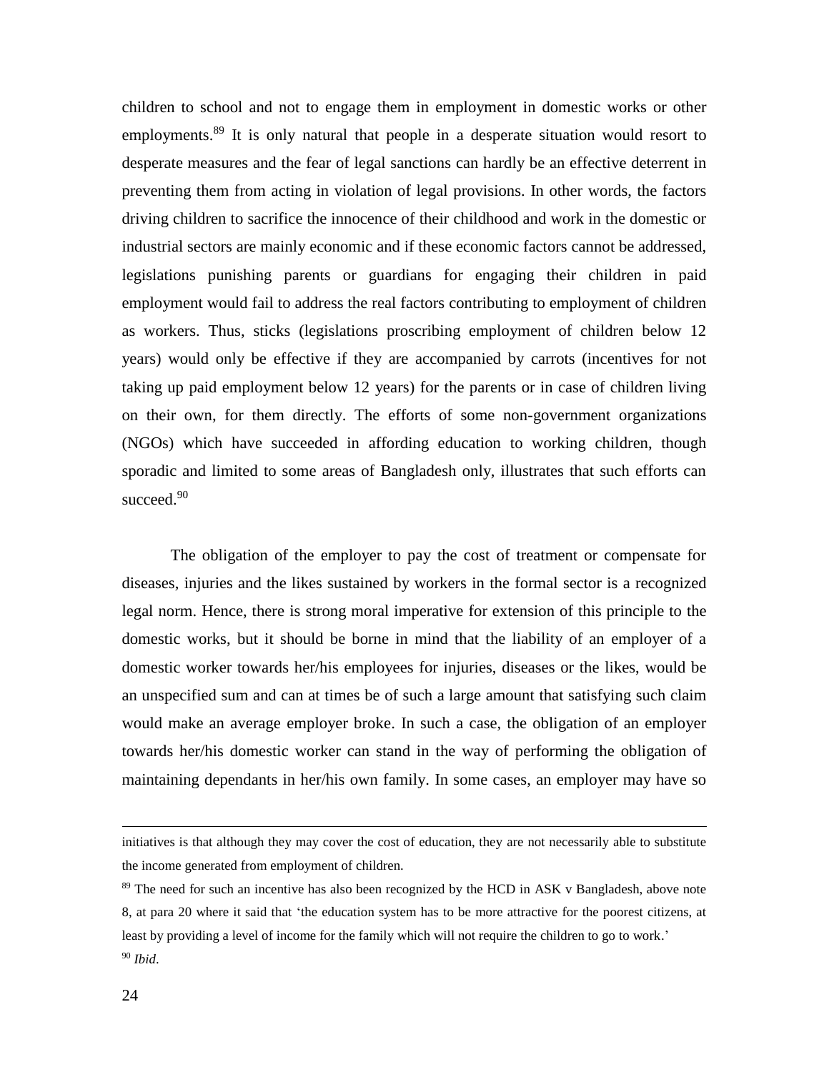children to school and not to engage them in employment in domestic works or other employments.[89] It is only natural that people in a desperate situation would resort to desperate measures and the fear of legal sanctions can hardly be an effective deterrent in preventing them from acting in violation of legal provisions. In other words, the factors driving children to sacrifice the innocence of their childhood and work in the domestic or industrial sectors are mainly economic and if these economic factors cannot be addressed, legislations punishing parents or guardians for engaging their children in paid employment would fail to address the real factors contributing to employment of children as workers. Thus, sticks (legislations proscribing employment of children below 12 years) would only be effective if they are accompanied by carrots (incentives for not taking up paid employment below 12 years) for the parents or in case of children living on their own, for them directly. The efforts of some non-government organizations (NGOs) which have succeeded in affording education to working children, though sporadic and limited to some areas of Bangladesh only, illustrates that such efforts can succeed.[90]

The obligation of the employer to pay the cost of treatment or compensate for diseases, injuries and the likes sustained by workers in the formal sector is a recognized legal norm. Hence, there is strong moral imperative for extension of this principle to the domestic works, but it should be borne in mind that the liability of an employer of a domestic worker towards her/his employees for injuries, diseases or the likes, would be an unspecified sum and can at times be of such a large amount that satisfying such claim would make an average employer broke. In such a case, the obligation of an employer towards her/his domestic worker can stand in the way of performing the obligation of maintaining dependants in her/his own family. In some cases, an employer may have so

---

initiatives is that although they may cover the cost of education, they are not necessarily able to substitute the income generated from employment of children.

[89] The need for such an incentive has also been recognized by the HCD in ASK v Bangladesh, above note 8, at para 20 where it said that 'the education system has to be more attractive for the poorest citizens, at least by providing a level of income for the family which will not require the children to go to work.'

[90] *Ibid*.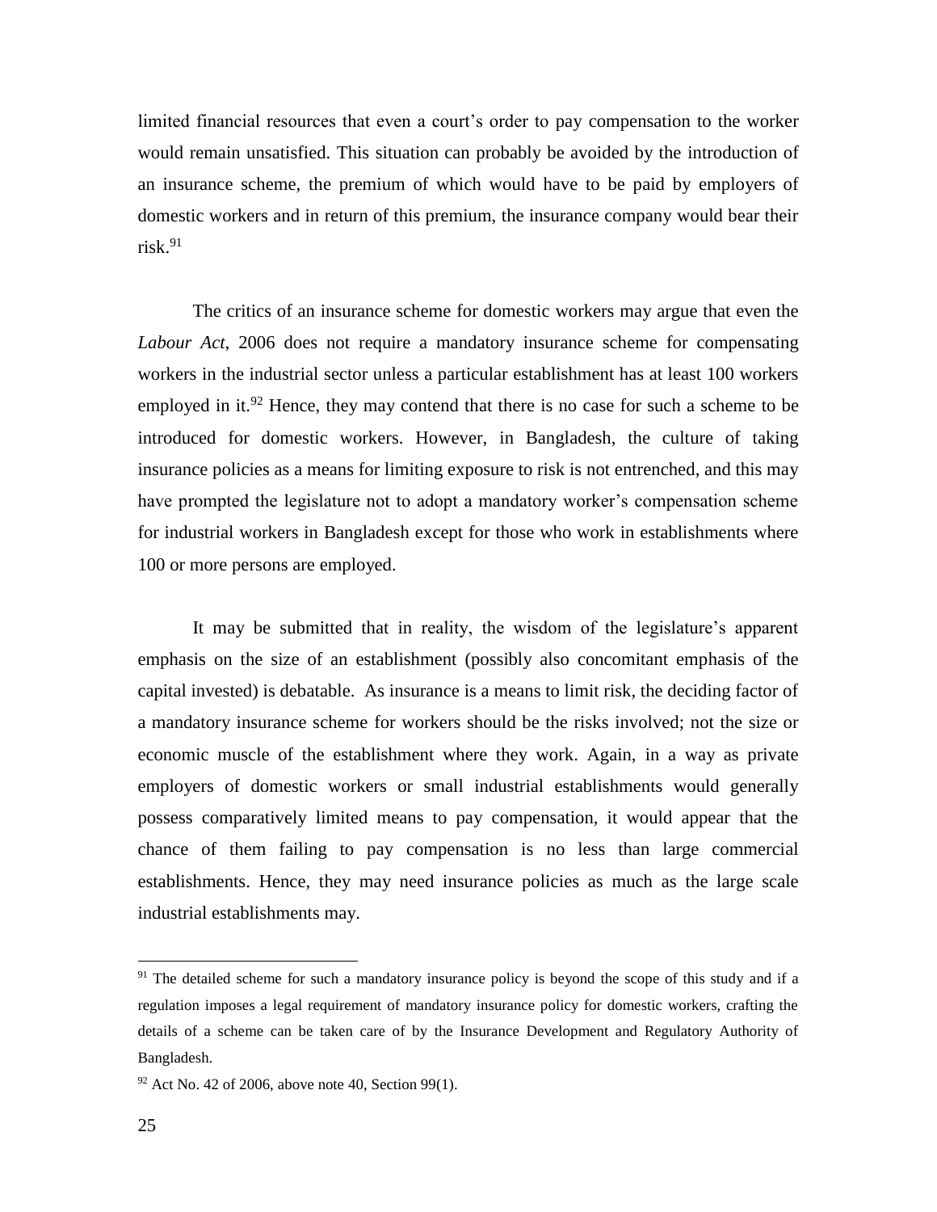limited financial resources that even a court's order to pay compensation to the worker would remain unsatisfied. This situation can probably be avoided by the introduction of an insurance scheme, the premium of which would have to be paid by employers of domestic workers and in return of this premium, the insurance company would bear their risk.[91]

The critics of an insurance scheme for domestic workers may argue that even the *Labour Act*, 2006 does not require a mandatory insurance scheme for compensating workers in the industrial sector unless a particular establishment has at least 100 workers employed in it.[92] Hence, they may contend that there is no case for such a scheme to be introduced for domestic workers. However, in Bangladesh, the culture of taking insurance policies as a means for limiting exposure to risk is not entrenched, and this may have prompted the legislature not to adopt a mandatory worker's compensation scheme for industrial workers in Bangladesh except for those who work in establishments where 100 or more persons are employed.

It may be submitted that in reality, the wisdom of the legislature's apparent emphasis on the size of an establishment (possibly also concomitant emphasis of the capital invested) is debatable. As insurance is a means to limit risk, the deciding factor of a mandatory insurance scheme for workers should be the risks involved; not the size or economic muscle of the establishment where they work. Again, in a way as private employers of domestic workers or small industrial establishments would generally possess comparatively limited means to pay compensation, it would appear that the chance of them failing to pay compensation is no less than large commercial establishments. Hence, they may need insurance policies as much as the large scale industrial establishments may.

---

[91] The detailed scheme for such a mandatory insurance policy is beyond the scope of this study and if a regulation imposes a legal requirement of mandatory insurance policy for domestic workers, crafting the details of a scheme can be taken care of by the Insurance Development and Regulatory Authority of Bangladesh.

[92] Act No. 42 of 2006, above note 40, Section 99(1).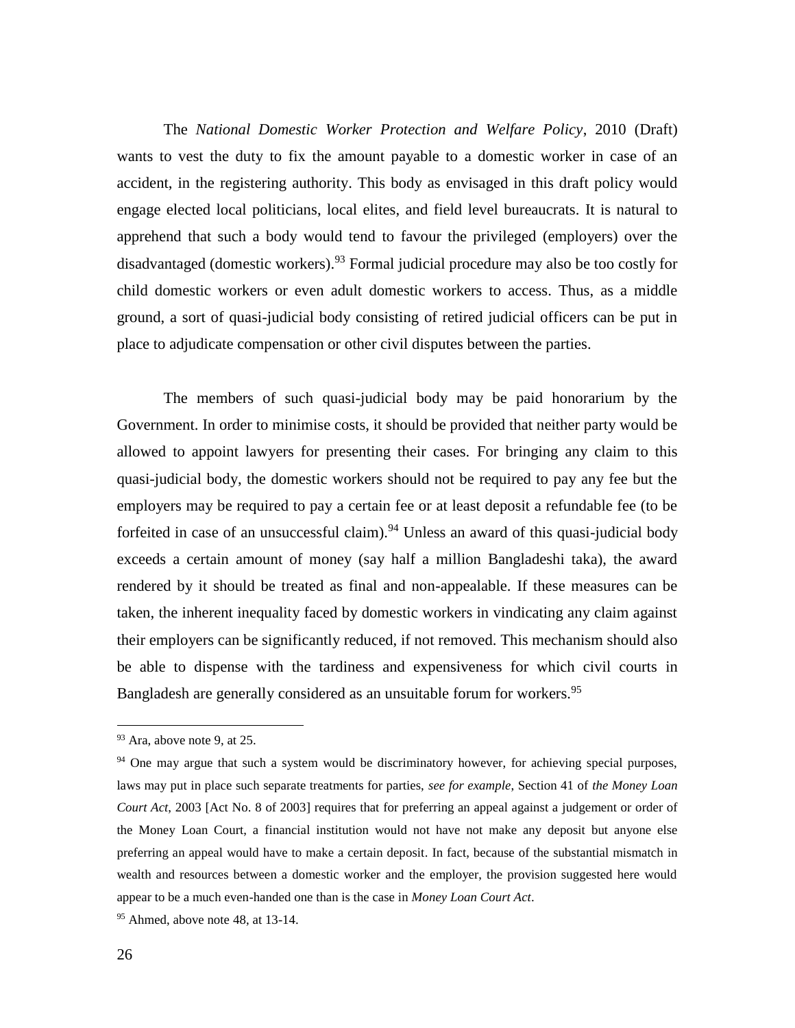The *National Domestic Worker Protection and Welfare Policy*, 2010 (Draft) wants to vest the duty to fix the amount payable to a domestic worker in case of an accident, in the registering authority. This body as envisaged in this draft policy would engage elected local politicians, local elites, and field level bureaucrats. It is natural to apprehend that such a body would tend to favour the privileged (employers) over the disadvantaged (domestic workers).[93] Formal judicial procedure may also be too costly for child domestic workers or even adult domestic workers to access. Thus, as a middle ground, a sort of quasi-judicial body consisting of retired judicial officers can be put in place to adjudicate compensation or other civil disputes between the parties.

The members of such quasi-judicial body may be paid honorarium by the Government. In order to minimise costs, it should be provided that neither party would be allowed to appoint lawyers for presenting their cases. For bringing any claim to this quasi-judicial body, the domestic workers should not be required to pay any fee but the employers may be required to pay a certain fee or at least deposit a refundable fee (to be forfeited in case of an unsuccessful claim).[94] Unless an award of this quasi-judicial body exceeds a certain amount of money (say half a million Bangladeshi taka), the award rendered by it should be treated as final and non-appealable. If these measures can be taken, the inherent inequality faced by domestic workers in vindicating any claim against their employers can be significantly reduced, if not removed. This mechanism should also be able to dispense with the tardiness and expensiveness for which civil courts in Bangladesh are generally considered as an unsuitable forum for workers.[95]

---

[93] Ara, above note 9, at 25.

[94] One may argue that such a system would be discriminatory however, for achieving special purposes, laws may put in place such separate treatments for parties, *see for example*, Section 41 of *the Money Loan Court Act*, 2003 [Act No. 8 of 2003] requires that for preferring an appeal against a judgement or order of the Money Loan Court, a financial institution would not have not make any deposit but anyone else preferring an appeal would have to make a certain deposit. In fact, because of the substantial mismatch in wealth and resources between a domestic worker and the employer, the provision suggested here would appear to be a much even-handed one than is the case in *Money Loan Court Act*.

[95] Ahmed, above note 48, at 13-14.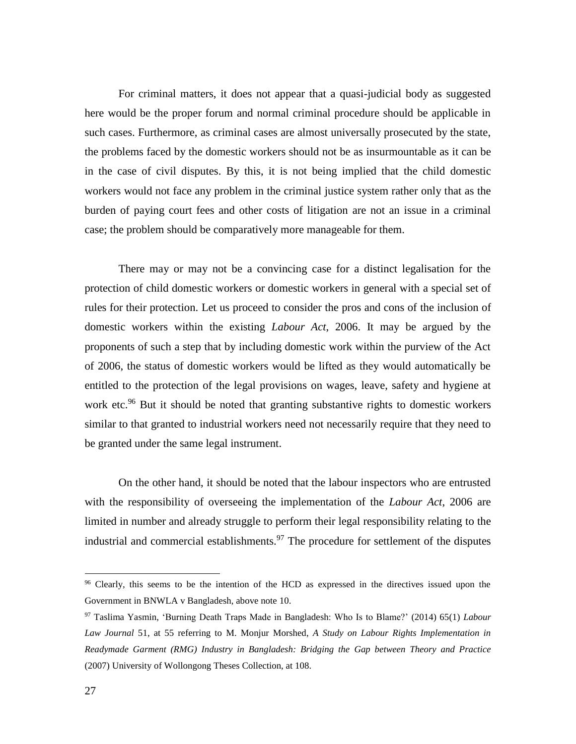For criminal matters, it does not appear that a quasi-judicial body as suggested here would be the proper forum and normal criminal procedure should be applicable in such cases. Furthermore, as criminal cases are almost universally prosecuted by the state, the problems faced by the domestic workers should not be as insurmountable as it can be in the case of civil disputes. By this, it is not being implied that the child domestic workers would not face any problem in the criminal justice system rather only that as the burden of paying court fees and other costs of litigation are not an issue in a criminal case; the problem should be comparatively more manageable for them.

There may or may not be a convincing case for a distinct legalisation for the protection of child domestic workers or domestic workers in general with a special set of rules for their protection. Let us proceed to consider the pros and cons of the inclusion of domestic workers within the existing *Labour Act*, 2006. It may be argued by the proponents of such a step that by including domestic work within the purview of the Act of 2006, the status of domestic workers would be lifted as they would automatically be entitled to the protection of the legal provisions on wages, leave, safety and hygiene at work etc.[96] But it should be noted that granting substantive rights to domestic workers similar to that granted to industrial workers need not necessarily require that they need to be granted under the same legal instrument.

On the other hand, it should be noted that the labour inspectors who are entrusted with the responsibility of overseeing the implementation of the *Labour Act*, 2006 are limited in number and already struggle to perform their legal responsibility relating to the industrial and commercial establishments.[97] The procedure for settlement of the disputes

---

[96] Clearly, this seems to be the intention of the HCD as expressed in the directives issued upon the Government in BNWLA v Bangladesh, above note 10.

[97] Taslima Yasmin, 'Burning Death Traps Made in Bangladesh: Who Is to Blame?' (2014) 65(1) *Labour Law Journal* 51, at 55 referring to M. Monjur Morshed, *A Study on Labour Rights Implementation in Readymade Garment (RMG) Industry in Bangladesh: Bridging the Gap between Theory and Practice* (2007) University of Wollongong Theses Collection, at 108.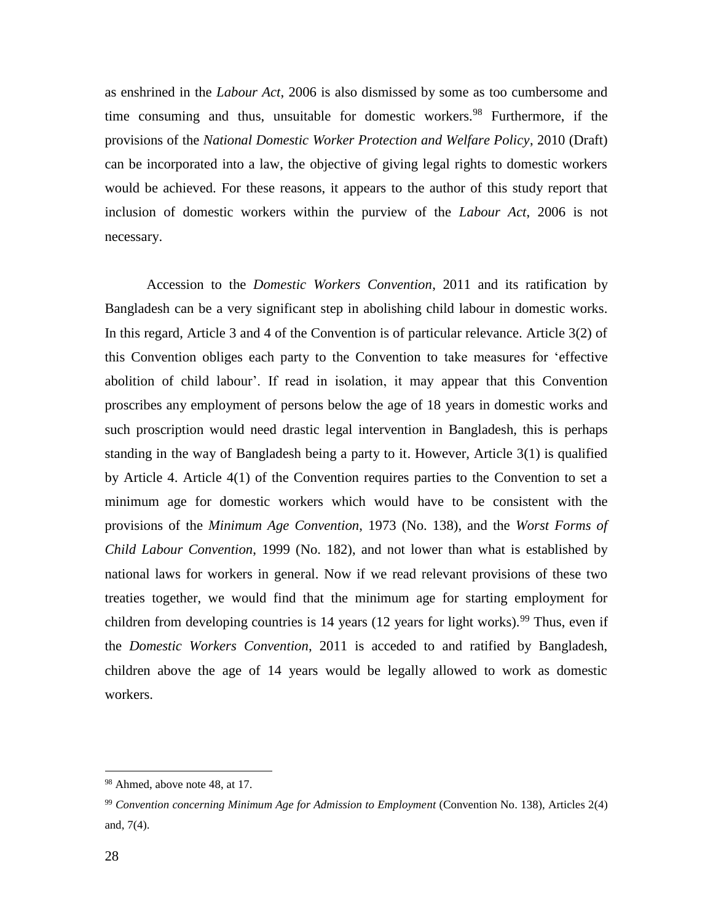as enshrined in the *Labour Act*, 2006 is also dismissed by some as too cumbersome and time consuming and thus, unsuitable for domestic workers.[98] Furthermore, if the provisions of the *National Domestic Worker Protection and Welfare Policy*, 2010 (Draft) can be incorporated into a law, the objective of giving legal rights to domestic workers would be achieved. For these reasons, it appears to the author of this study report that inclusion of domestic workers within the purview of the *Labour Act*, 2006 is not necessary.

Accession to the *Domestic Workers Convention*, 2011 and its ratification by Bangladesh can be a very significant step in abolishing child labour in domestic works. In this regard, Article 3 and 4 of the Convention is of particular relevance. Article 3(2) of this Convention obliges each party to the Convention to take measures for 'effective abolition of child labour'. If read in isolation, it may appear that this Convention proscribes any employment of persons below the age of 18 years in domestic works and such proscription would need drastic legal intervention in Bangladesh, this is perhaps standing in the way of Bangladesh being a party to it. However, Article 3(1) is qualified by Article 4. Article 4(1) of the Convention requires parties to the Convention to set a minimum age for domestic workers which would have to be consistent with the provisions of the *Minimum Age Convention*, 1973 (No. 138), and the *Worst Forms of Child Labour Convention*, 1999 (No. 182), and not lower than what is established by national laws for workers in general. Now if we read relevant provisions of these two treaties together, we would find that the minimum age for starting employment for children from developing countries is 14 years (12 years for light works).[99] Thus, even if the *Domestic Workers Convention*, 2011 is acceded to and ratified by Bangladesh, children above the age of 14 years would be legally allowed to work as domestic workers.

---

[98] Ahmed, above note 48, at 17.

[99] *Convention concerning Minimum Age for Admission to Employment* (Convention No. 138), Articles 2(4) and, 7(4).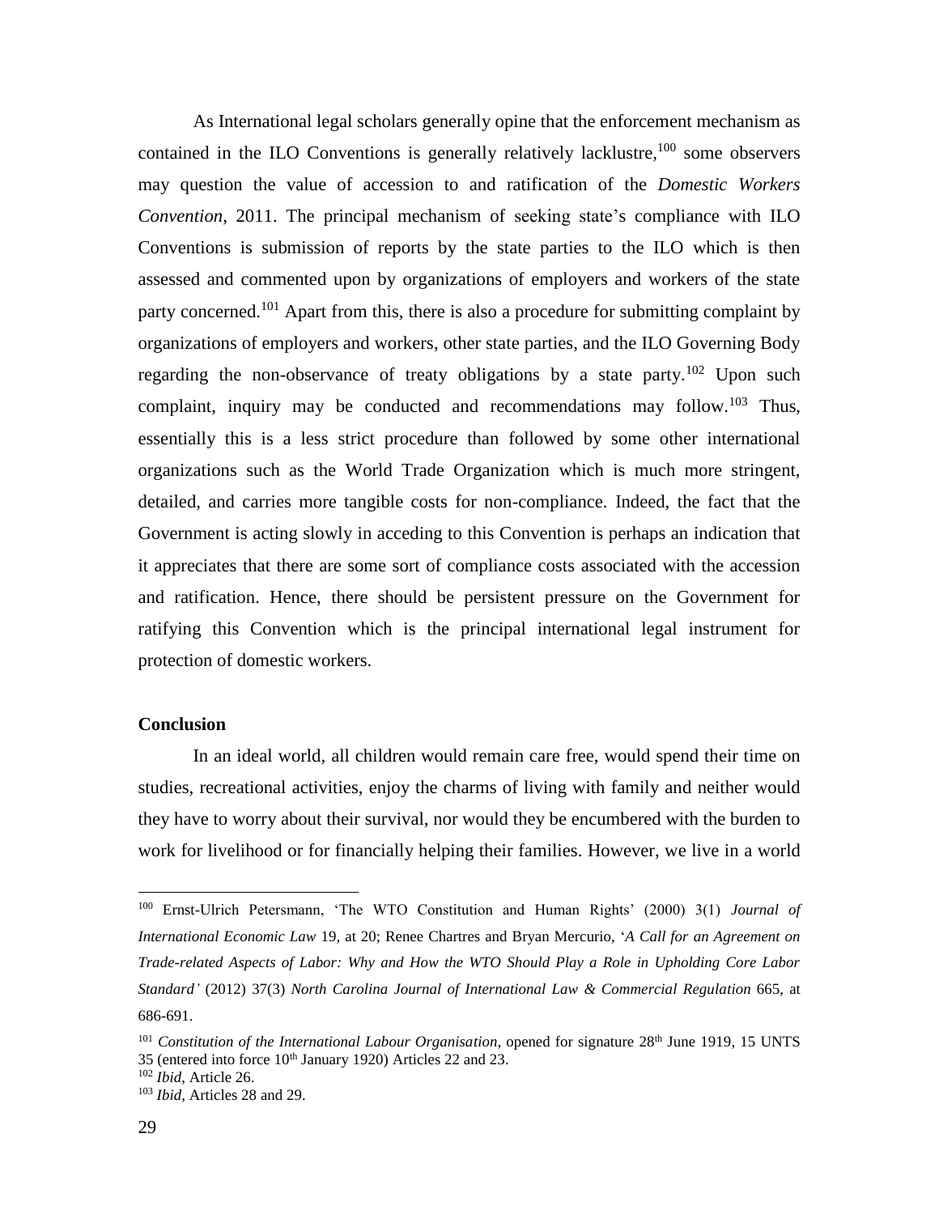As International legal scholars generally opine that the enforcement mechanism as contained in the ILO Conventions is generally relatively lacklustre,[100] some observers may question the value of accession to and ratification of the *Domestic Workers Convention*, 2011. The principal mechanism of seeking state's compliance with ILO Conventions is submission of reports by the state parties to the ILO which is then assessed and commented upon by organizations of employers and workers of the state party concerned.[101] Apart from this, there is also a procedure for submitting complaint by organizations of employers and workers, other state parties, and the ILO Governing Body regarding the non-observance of treaty obligations by a state party.[102] Upon such complaint, inquiry may be conducted and recommendations may follow.[103] Thus, essentially this is a less strict procedure than followed by some other international organizations such as the World Trade Organization which is much more stringent, detailed, and carries more tangible costs for non-compliance. Indeed, the fact that the Government is acting slowly in acceding to this Convention is perhaps an indication that it appreciates that there are some sort of compliance costs associated with the accession and ratification. Hence, there should be persistent pressure on the Government for ratifying this Convention which is the principal international legal instrument for protection of domestic workers.

**Conclusion**

In an ideal world, all children would remain care free, would spend their time on studies, recreational activities, enjoy the charms of living with family and neither would they have to worry about their survival, nor would they be encumbered with the burden to work for livelihood or for financially helping their families. However, we live in a world

---

[100] Ernst-Ulrich Petersmann, 'The WTO Constitution and Human Rights' (2000) 3(1) *Journal of International Economic Law* 19, at 20; Renee Chartres and Bryan Mercurio, '*A Call for an Agreement on Trade-related Aspects of Labor: Why and How the WTO Should Play a Role in Upholding Core Labor Standard'* (2012) 37(3) *North Carolina Journal of International Law & Commercial Regulation* 665, at 686-691.

[101] *Constitution of the International Labour Organisation*, opened for signature 28th June 1919, 15 UNTS 35 (entered into force 10th January 1920) Articles 22 and 23.

[102] *Ibid*, Article 26.

[103] *Ibid*, Articles 28 and 29.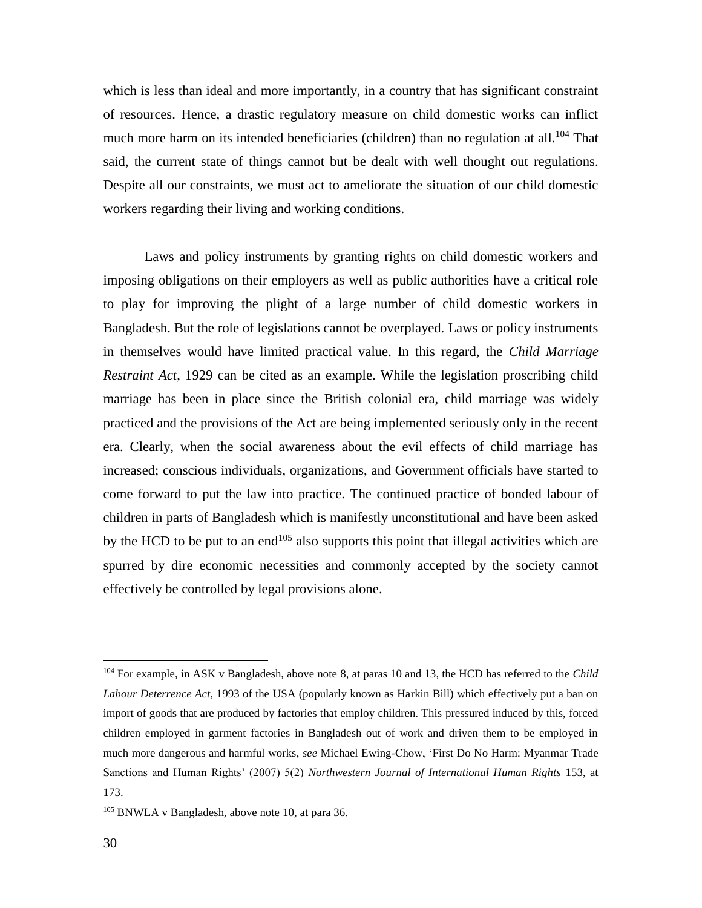which is less than ideal and more importantly, in a country that has significant constraint of resources. Hence, a drastic regulatory measure on child domestic works can inflict much more harm on its intended beneficiaries (children) than no regulation at all.[104] That said, the current state of things cannot but be dealt with well thought out regulations. Despite all our constraints, we must act to ameliorate the situation of our child domestic workers regarding their living and working conditions.

Laws and policy instruments by granting rights on child domestic workers and imposing obligations on their employers as well as public authorities have a critical role to play for improving the plight of a large number of child domestic workers in Bangladesh. But the role of legislations cannot be overplayed. Laws or policy instruments in themselves would have limited practical value. In this regard, the *Child Marriage Restraint Act*, 1929 can be cited as an example. While the legislation proscribing child marriage has been in place since the British colonial era, child marriage was widely practiced and the provisions of the Act are being implemented seriously only in the recent era. Clearly, when the social awareness about the evil effects of child marriage has increased; conscious individuals, organizations, and Government officials have started to come forward to put the law into practice. The continued practice of bonded labour of children in parts of Bangladesh which is manifestly unconstitutional and have been asked by the HCD to be put to an end[105] also supports this point that illegal activities which are spurred by dire economic necessities and commonly accepted by the society cannot effectively be controlled by legal provisions alone.

---

[104] For example, in ASK v Bangladesh, above note 8, at paras 10 and 13, the HCD has referred to the *Child Labour Deterrence Act*, 1993 of the USA (popularly known as Harkin Bill) which effectively put a ban on import of goods that are produced by factories that employ children. This pressured induced by this, forced children employed in garment factories in Bangladesh out of work and driven them to be employed in much more dangerous and harmful works, *see* Michael Ewing-Chow, 'First Do No Harm: Myanmar Trade Sanctions and Human Rights' (2007) 5(2) *Northwestern Journal of International Human Rights* 153, at 173.

[105] BNWLA v Bangladesh, above note 10, at para 36.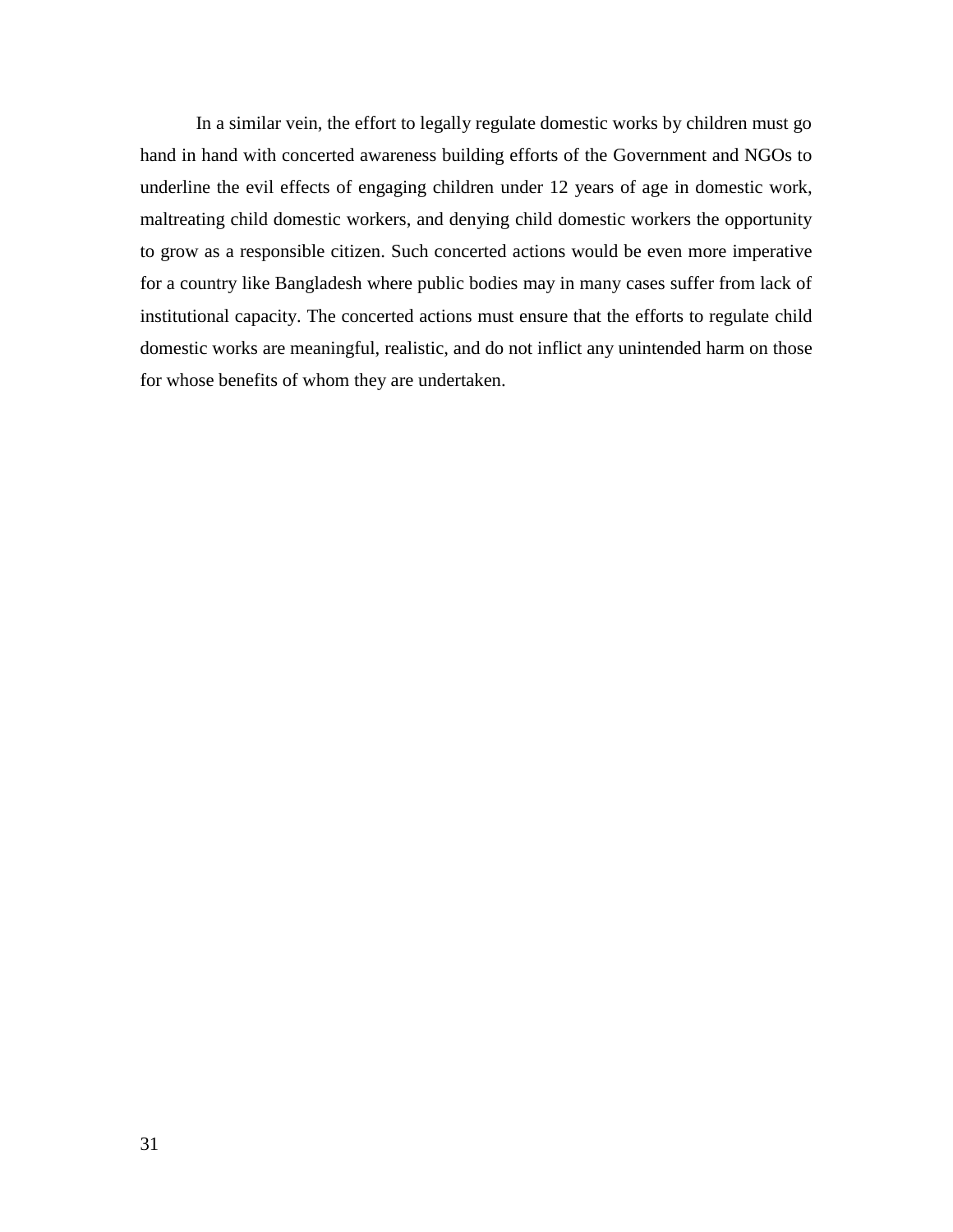In a similar vein, the effort to legally regulate domestic works by children must go hand in hand with concerted awareness building efforts of the Government and NGOs to underline the evil effects of engaging children under 12 years of age in domestic work, maltreating child domestic workers, and denying child domestic workers the opportunity to grow as a responsible citizen. Such concerted actions would be even more imperative for a country like Bangladesh where public bodies may in many cases suffer from lack of institutional capacity. The concerted actions must ensure that the efforts to regulate child domestic works are meaningful, realistic, and do not inflict any unintended harm on those for whose benefits of whom they are undertaken.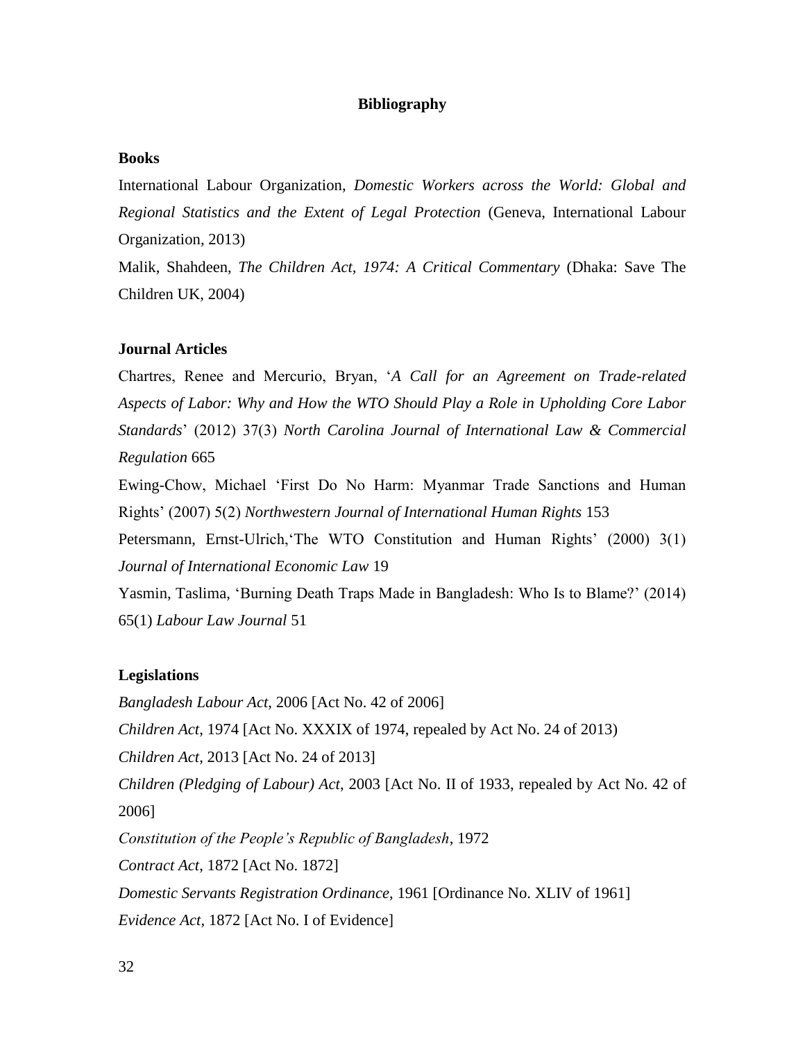## Bibliography

### Books

International Labour Organization, *Domestic Workers across the World: Global and Regional Statistics and the Extent of Legal Protection* (Geneva, International Labour Organization, 2013)

Malik, Shahdeen, *The Children Act, 1974: A Critical Commentary* (Dhaka: Save The Children UK, 2004)

### Journal Articles

Chartres, Renee and Mercurio, Bryan, '*A Call for an Agreement on Trade-related Aspects of Labor: Why and How the WTO Should Play a Role in Upholding Core Labor Standards*' (2012) 37(3) *North Carolina Journal of International Law & Commercial Regulation* 665

Ewing-Chow, Michael 'First Do No Harm: Myanmar Trade Sanctions and Human Rights' (2007) 5(2) *Northwestern Journal of International Human Rights* 153

Petersmann, Ernst-Ulrich,'The WTO Constitution and Human Rights' (2000) 3(1) *Journal of International Economic Law* 19

Yasmin, Taslima, 'Burning Death Traps Made in Bangladesh: Who Is to Blame?' (2014) 65(1) *Labour Law Journal* 51

### Legislations

*Bangladesh Labour Act*, 2006 [Act No. 42 of 2006]

*Children Act*, 1974 [Act No. XXXIX of 1974, repealed by Act No. 24 of 2013)

*Children Act*, 2013 [Act No. 24 of 2013]

*Children (Pledging of Labour) Act*, 2003 [Act No. II of 1933, repealed by Act No. 42 of 2006]

*Constitution of the People's Republic of Bangladesh*, 1972

*Contract Act*, 1872 [Act No. 1872]

*Domestic Servants Registration Ordinance*, 1961 [Ordinance No. XLIV of 1961]

*Evidence Act*, 1872 [Act No. I of Evidence]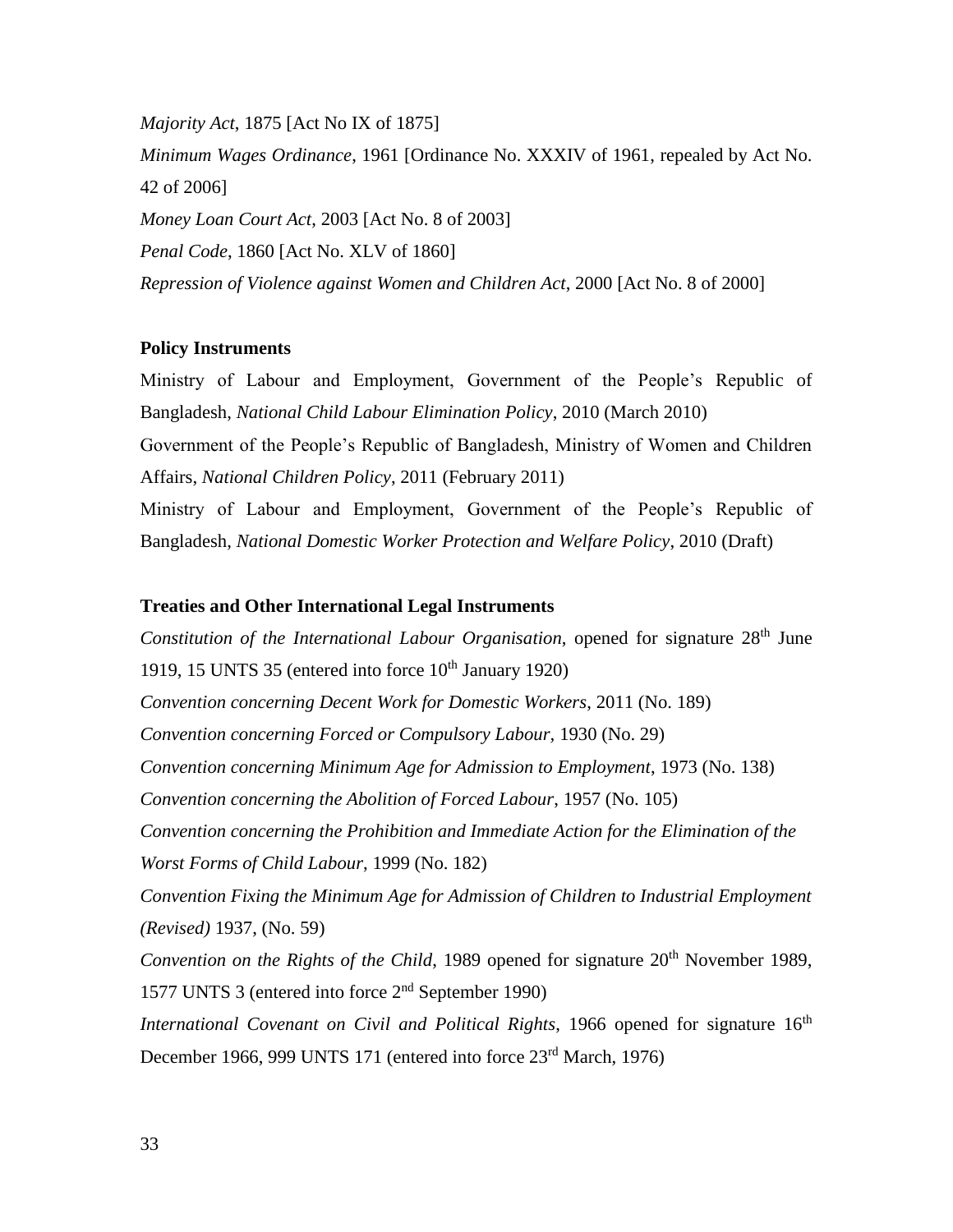*Majority Act*, 1875 [Act No IX of 1875]

*Minimum Wages Ordinance*, 1961 [Ordinance No. XXXIV of 1961, repealed by Act No. 42 of 2006]

*Money Loan Court Act*, 2003 [Act No. 8 of 2003]

*Penal Code*, 1860 [Act No. XLV of 1860]

*Repression of Violence against Women and Children Act*, 2000 [Act No. 8 of 2000]

**Policy Instruments**

Ministry of Labour and Employment, Government of the People's Republic of Bangladesh, *National Child Labour Elimination Policy*, 2010 (March 2010)

Government of the People's Republic of Bangladesh, Ministry of Women and Children Affairs, *National Children Policy*, 2011 (February 2011)

Ministry of Labour and Employment, Government of the People's Republic of Bangladesh, *National Domestic Worker Protection and Welfare Policy*, 2010 (Draft)

**Treaties and Other International Legal Instruments**

*Constitution of the International Labour Organisation*, opened for signature 28th June 1919, 15 UNTS 35 (entered into force 10th January 1920)

*Convention concerning Decent Work for Domestic Workers*, 2011 (No. 189)

*Convention concerning Forced or Compulsory Labour*, 1930 (No. 29)

*Convention concerning Minimum Age for Admission to Employment*, 1973 (No. 138)

*Convention concerning the Abolition of Forced Labour*, 1957 (No. 105)

*Convention concerning the Prohibition and Immediate Action for the Elimination of the Worst Forms of Child Labour*, 1999 (No. 182)

*Convention Fixing the Minimum Age for Admission of Children to Industrial Employment (Revised)* 1937, (No. 59)

*Convention on the Rights of the Child*, 1989 opened for signature 20th November 1989, 1577 UNTS 3 (entered into force 2nd September 1990)

*International Covenant on Civil and Political Rights*, 1966 opened for signature 16th December 1966, 999 UNTS 171 (entered into force 23rd March, 1976)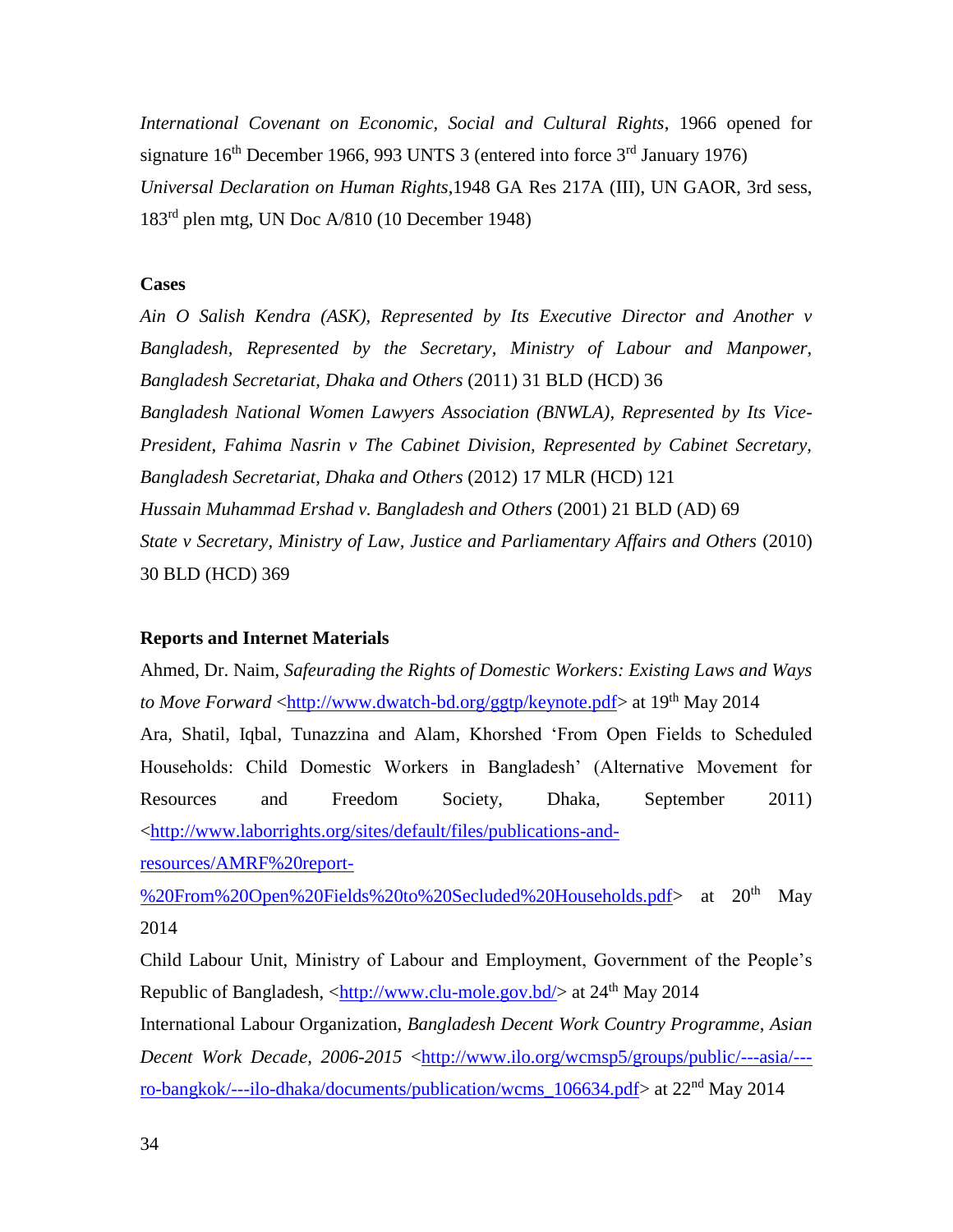*International Covenant on Economic, Social and Cultural Rights*, 1966 opened for signature 16th December 1966, 993 UNTS 3 (entered into force 3rd January 1976)

*Universal Declaration on Human Rights*,1948 GA Res 217A (III), UN GAOR, 3rd sess, 183rd plen mtg, UN Doc A/810 (10 December 1948)

**Cases**

*Ain O Salish Kendra (ASK), Represented by Its Executive Director and Another v Bangladesh, Represented by the Secretary, Ministry of Labour and Manpower, Bangladesh Secretariat, Dhaka and Others* (2011) 31 BLD (HCD) 36

*Bangladesh National Women Lawyers Association (BNWLA), Represented by Its Vice-President, Fahima Nasrin v The Cabinet Division, Represented by Cabinet Secretary, Bangladesh Secretariat, Dhaka and Others* (2012) 17 MLR (HCD) 121

*Hussain Muhammad Ershad v. Bangladesh and Others* (2001) 21 BLD (AD) 69

*State v Secretary, Ministry of Law, Justice and Parliamentary Affairs and Others* (2010) 30 BLD (HCD) 369

**Reports and Internet Materials**

Ahmed, Dr. Naim, *Safeurading the Rights of Domestic Workers: Existing Laws and Ways to Move Forward* <http://www.dwatch-bd.org/ggtp/keynote.pdf> at 19th May 2014

Ara, Shatil, Iqbal, Tunazzina and Alam, Khorshed 'From Open Fields to Scheduled Households: Child Domestic Workers in Bangladesh' (Alternative Movement for Resources and Freedom Society, Dhaka, September 2011) <http://www.laborrights.org/sites/default/files/publications-and-resources/AMRF%20report-%20From%20Open%20Fields%20to%20Secluded%20Households.pdf> at 20th May 2014

Child Labour Unit, Ministry of Labour and Employment, Government of the People's Republic of Bangladesh, <http://www.clu-mole.gov.bd/> at 24th May 2014

International Labour Organization, *Bangladesh Decent Work Country Programme*, *Asian Decent Work Decade, 2006-2015* <http://www.ilo.org/wcmsp5/groups/public/---asia/---ro-bangkok/---ilo-dhaka/documents/publication/wcms_106634.pdf> at 22nd May 2014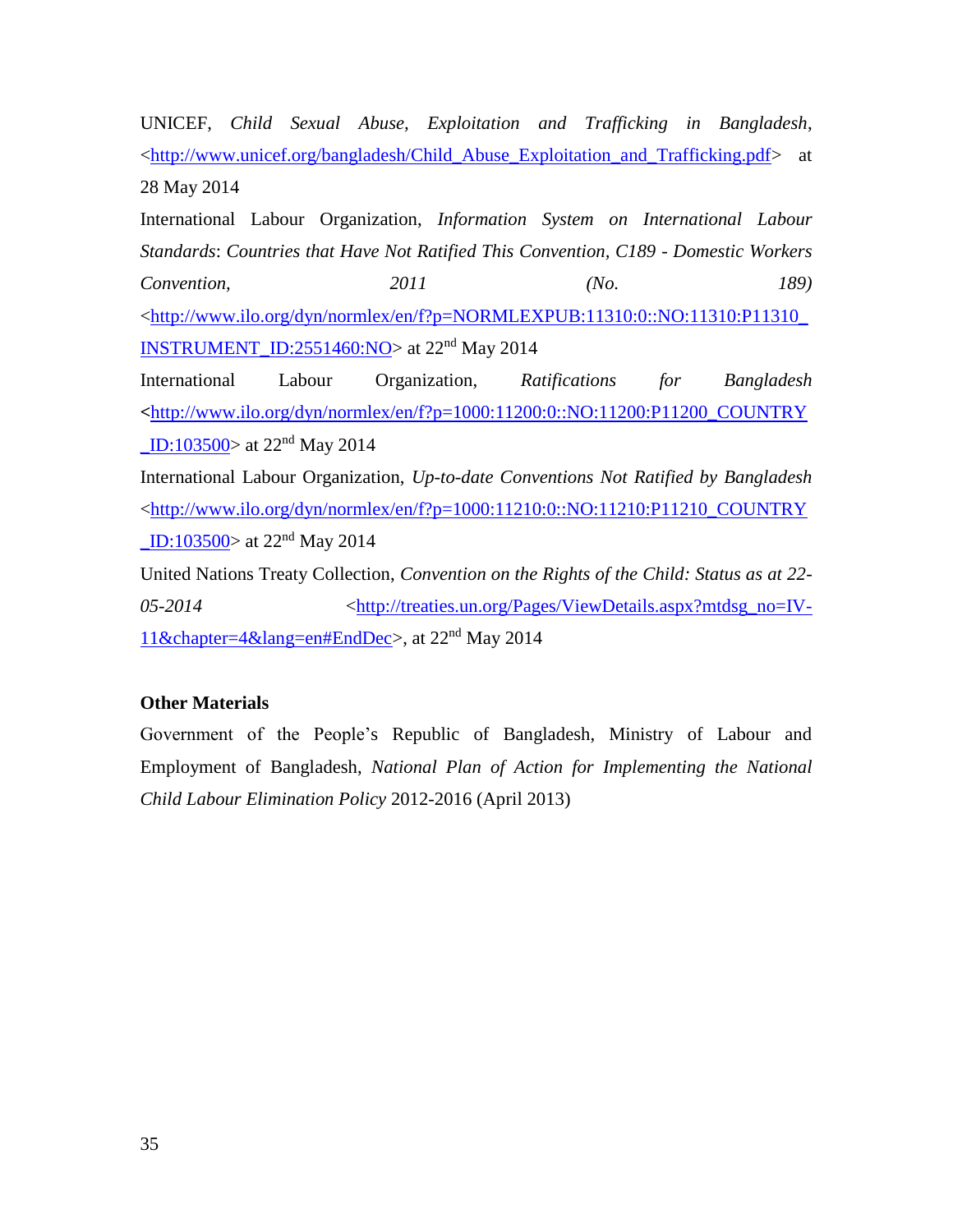UNICEF, *Child Sexual Abuse, Exploitation and Trafficking in Bangladesh*, <http://www.unicef.org/bangladesh/Child_Abuse_Exploitation_and_Trafficking.pdf> at 28 May 2014

International Labour Organization, *Information System on International Labour Standards*: *Countries that Have Not Ratified This Convention, C189 - Domestic Workers Convention, 2011 (No. 189)* <http://www.ilo.org/dyn/normlex/en/f?p=NORMLEXPUB:11310:0::NO:11310:P11310_INSTRUMENT_ID:2551460:NO> at 22nd May 2014

International Labour Organization, *Ratifications for Bangladesh* <http://www.ilo.org/dyn/normlex/en/f?p=1000:11200:0::NO:11200:P11200_COUNTRY_ID:103500> at 22nd May 2014

International Labour Organization, *Up-to-date Conventions Not Ratified by Bangladesh* <http://www.ilo.org/dyn/normlex/en/f?p=1000:11210:0::NO:11210:P11210_COUNTRY_ID:103500> at 22nd May 2014

United Nations Treaty Collection, *Convention on the Rights of the Child: Status as at 22-05-2014* <http://treaties.un.org/Pages/ViewDetails.aspx?mtdsg_no=IV-11&chapter=4&lang=en#EndDec>, at 22nd May 2014

**Other Materials**

Government of the People's Republic of Bangladesh, Ministry of Labour and Employment of Bangladesh, *National Plan of Action for Implementing the National Child Labour Elimination Policy* 2012-2016 (April 2013)